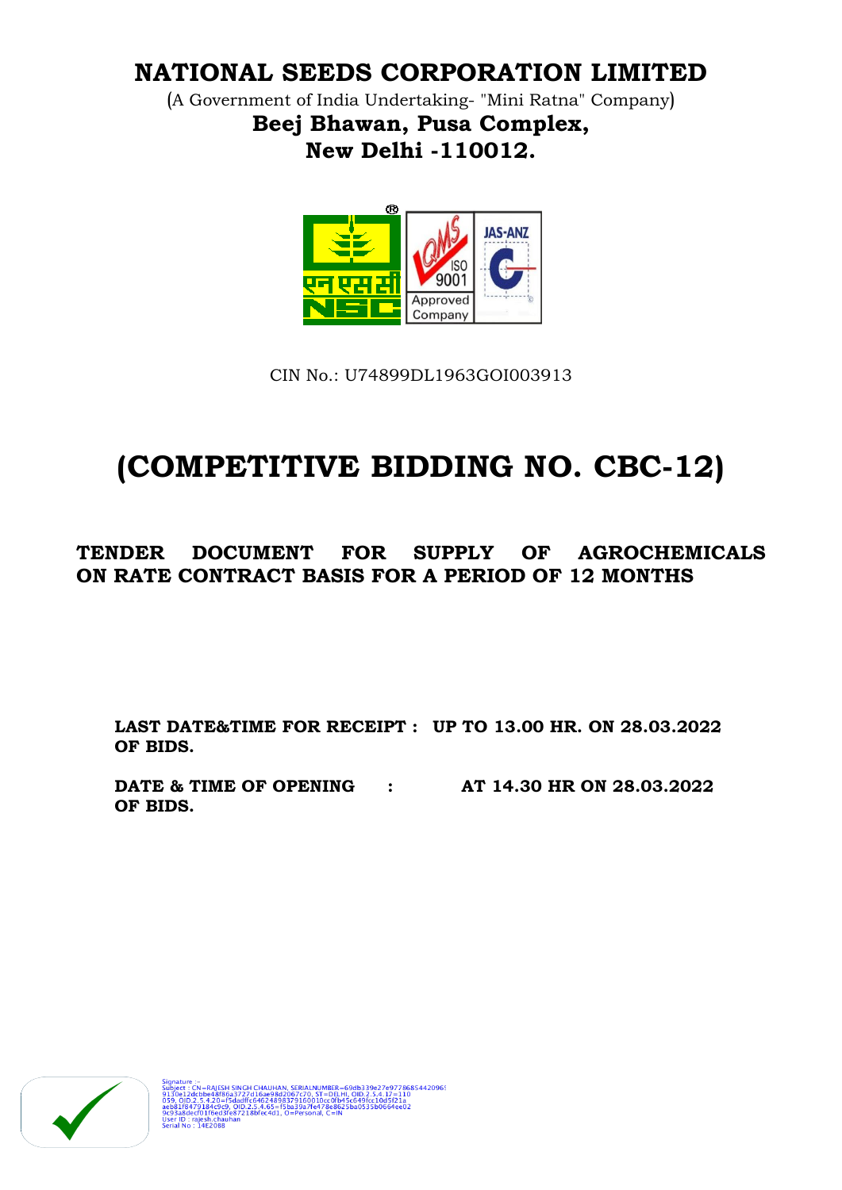# NATIONAL SEEDS CORPORATION LIMITED

(A Government of India Undertaking- "Mini Ratna" Company)

**Beej Bhawan, Pusa Complex,**
**New Delhi -110012.**

CIN No.: U74899DL1963GOI003913

# (COMPETITIVE BIDDING NO. CBC-12)

## TENDER DOCUMENT FOR SUPPLY OF AGROCHEMICALS ON RATE CONTRACT BASIS FOR A PERIOD OF 12 MONTHS

**LAST DATE&TIME FOR RECEIPT OF BIDS. : UP TO 13.00 HR. ON 28.03.2022**

**DATE & TIME OF OPENING OF BIDS. : AT 14.30 HR ON 28.03.2022**

Signature :-
Subject : CN=RAJESH SINGH CHAUHAN, SERIALNUMBER=69db339e27e97786854420969130e12dcbbe48f86a3727d16ae98d2067c70, ST=DELHI, OID.2.5.4.17=110059, OID.2.5.4.20=f5dadffc6462489837916001 0cc0fb45c649fcc10d5f21aaeb81f8479184c9c9, OID.2.5.4.65=f5ba39a7fe478e8625ba0535b0664ee029c93a8decf01f6ed3fe87218bfec4d1, O=Personal, C=IN
User ID : rajesh.chauhan
Serial No : 14E2088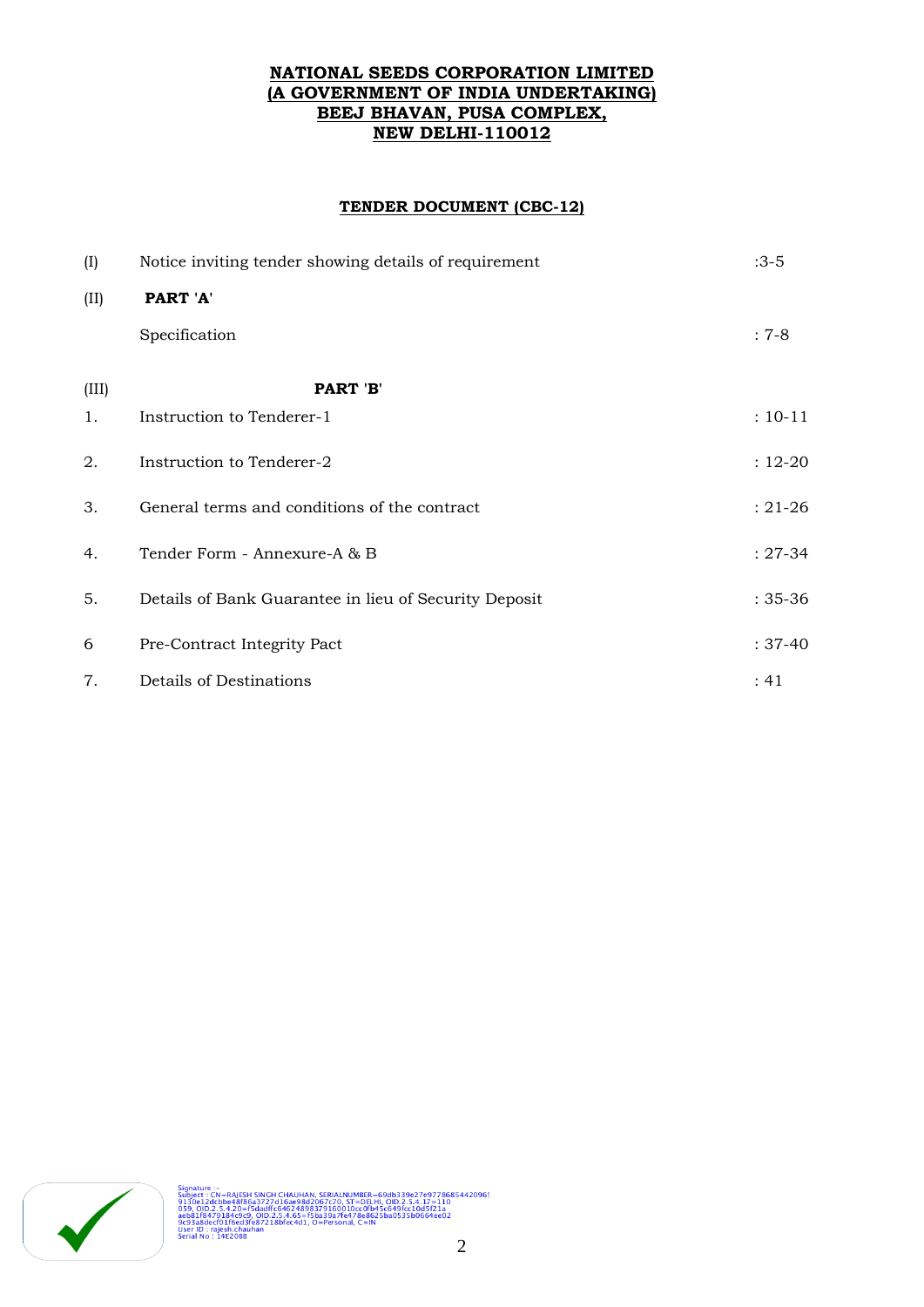**NATIONAL SEEDS CORPORATION LIMITED**
**(A GOVERNMENT OF INDIA UNDERTAKING)**
**BEEJ BHAVAN, PUSA COMPLEX,**
**NEW DELHI-110012**

**TENDER DOCUMENT (CBC-12)**

| | | |
|---|---|---|
| (I) | Notice inviting tender showing details of requirement | :3-5 |
| (II) | **PART 'A'** | |
| | Specification | : 7-8 |
| (III) | **PART 'B'** | |
| 1. | Instruction to Tenderer-1 | : 10-11 |
| 2. | Instruction to Tenderer-2 | : 12-20 |
| 3. | General terms and conditions of the contract | : 21-26 |
| 4. | Tender Form - Annexure-A & B | : 27-34 |
| 5. | Details of Bank Guarantee in lieu of Security Deposit | : 35-36 |
| 6 | Pre-Contract Integrity Pact | : 37-40 |
| 7. | Details of Destinations | : 41 |

Signature :-
Subject : CN=RAJESH SINGH CHAUHAN, SERIALNUMBER=69db339e27e97786854420969130e12dcbbe48f86a3727d16ae98d2067c70, ST=DELHI, OID.2.5.4.17=110059, OID.2.5.4.20=f5dadffc6462489837916001 0cc0fb45c849fcc10d5f21aaeb81f8479184c9c9, OID.2.5.4.65=f5ba39a7fe478e8625ba0535b0664ee029c93a8decf01f6ed3fe87218bfec4d1, O=Personal, C=IN
User ID : rajesh.chauhan
Serial No : 14E2088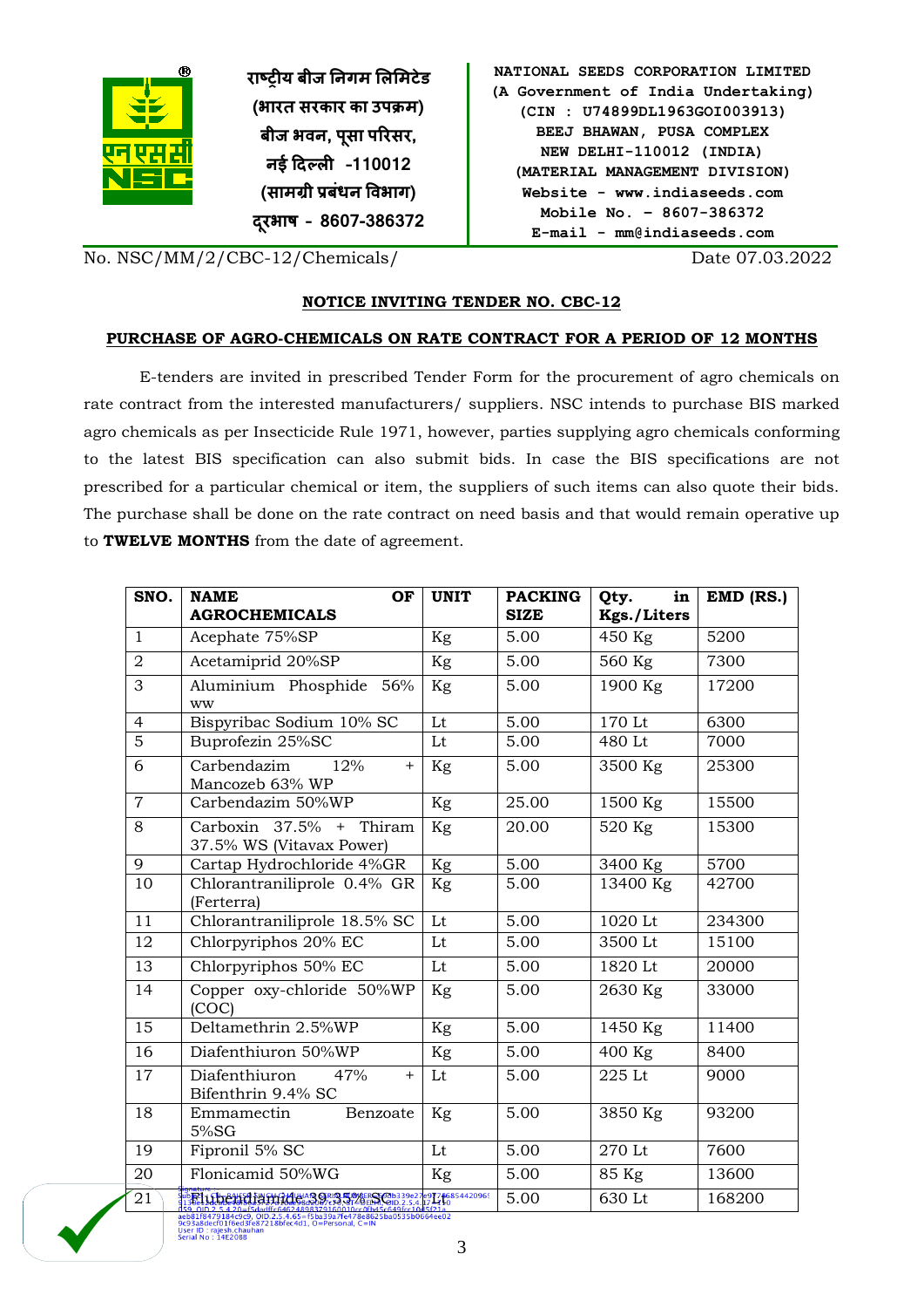राष्ट्रीय बीज निगम लिमिटेड
(भारत सरकार का उपक्रम)
बीज भवन, पूसा परिसर,
नई दिल्ली -110012
(सामग्री प्रबंधन विभाग)
दूरभाष - 8607-386372

NATIONAL SEEDS CORPORATION LIMITED
(A Government of India Undertaking)
(CIN : U74899DL1963GOI003913)
BEEJ BHAWAN, PUSA COMPLEX
NEW DELHI-110012 (INDIA)
(MATERIAL MANAGEMENT DIVISION)
Website - www.indiaseeds.com
Mobile No. – 8607-386372
E-mail - mm@indiaseeds.com

No. NSC/MM/2/CBC-12/Chemicals/ Date 07.03.2022

## NOTICE INVITING TENDER NO. CBC-12

## PURCHASE OF AGRO-CHEMICALS ON RATE CONTRACT FOR A PERIOD OF 12 MONTHS

E-tenders are invited in prescribed Tender Form for the procurement of agro chemicals on rate contract from the interested manufacturers/ suppliers. NSC intends to purchase BIS marked agro chemicals as per Insecticide Rule 1971, however, parties supplying agro chemicals conforming to the latest BIS specification can also submit bids. In case the BIS specifications are not prescribed for a particular chemical or item, the suppliers of such items can also quote their bids. The purchase shall be done on the rate contract on need basis and that would remain operative up to **TWELVE MONTHS** from the date of agreement.

| SNO. | NAME OF AGROCHEMICALS | UNIT | PACKING SIZE | Qty. in Kgs./Liters | EMD (RS.) |
|---|---|---|---|---|---|
| 1 | Acephate 75%SP | Kg | 5.00 | 450 Kg | 5200 |
| 2 | Acetamiprid 20%SP | Kg | 5.00 | 560 Kg | 7300 |
| 3 | Aluminium Phosphide 56% ww | Kg | 5.00 | 1900 Kg | 17200 |
| 4 | Bispyribac Sodium 10% SC | Lt | 5.00 | 170 Lt | 6300 |
| 5 | Buprofezin 25%SC | Lt | 5.00 | 480 Lt | 7000 |
| 6 | Carbendazim 12% + Mancozeb 63% WP | Kg | 5.00 | 3500 Kg | 25300 |
| 7 | Carbendazim 50%WP | Kg | 25.00 | 1500 Kg | 15500 |
| 8 | Carboxin 37.5% + Thiram 37.5% WS (Vitavax Power) | Kg | 20.00 | 520 Kg | 15300 |
| 9 | Cartap Hydrochloride 4%GR | Kg | 5.00 | 3400 Kg | 5700 |
| 10 | Chlorantraniliprole 0.4% GR (Ferterra) | Kg | 5.00 | 13400 Kg | 42700 |
| 11 | Chlorantraniliprole 18.5% SC | Lt | 5.00 | 1020 Lt | 234300 |
| 12 | Chlorpyriphos 20% EC | Lt | 5.00 | 3500 Lt | 15100 |
| 13 | Chlorpyriphos 50% EC | Lt | 5.00 | 1820 Lt | 20000 |
| 14 | Copper oxy-chloride 50%WP (COC) | Kg | 5.00 | 2630 Kg | 33000 |
| 15 | Deltamethrin 2.5%WP | Kg | 5.00 | 1450 Kg | 11400 |
| 16 | Diafenthiuron 50%WP | Kg | 5.00 | 400 Kg | 8400 |
| 17 | Diafenthiuron 47% + Bifenthrin 9.4% SC | Lt | 5.00 | 225 Lt | 9000 |
| 18 | Emmamectin Benzoate 5%SG | Kg | 5.00 | 3850 Kg | 93200 |
| 19 | Fipronil 5% SC | Lt | 5.00 | 270 Lt | 7600 |
| 20 | Flonicamid 50%WG | Kg | 5.00 | 85 Kg | 13600 |
| 21 | Flubendiamide 39.35% SC | Lt | 5.00 | 630 Lt | 168200 |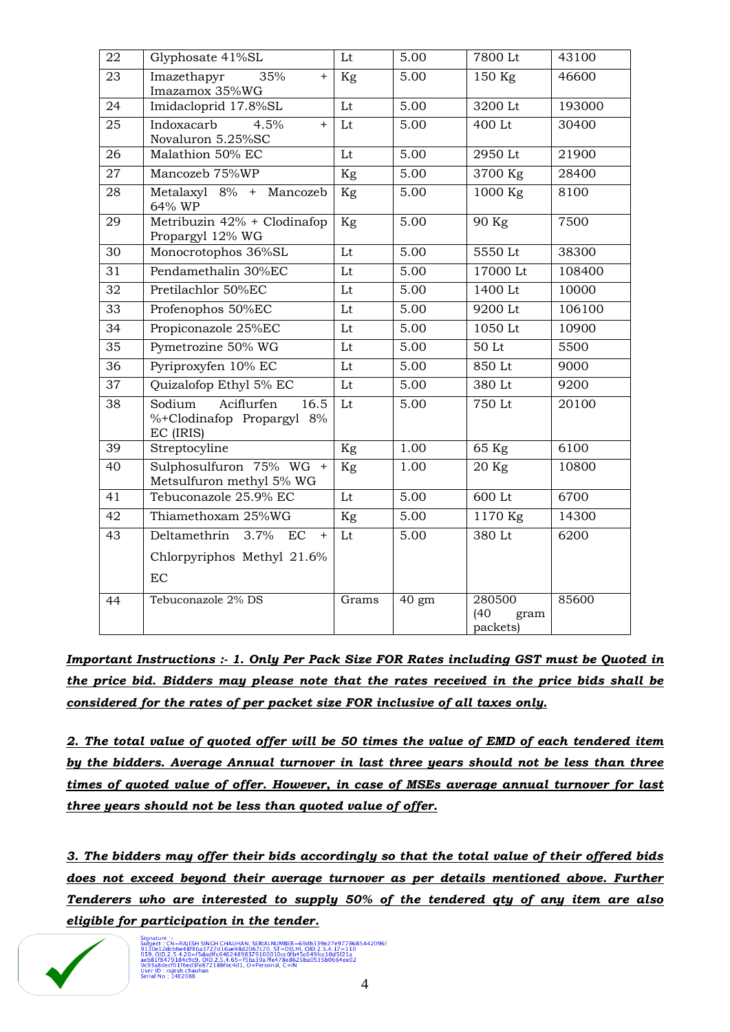| 22 | Glyphosate 41%SL | Lt | 5.00 | 7800 Lt | 43100 |
|---|---|---|---|---|---|
| 23 | Imazethapyr 35% + Imazamox 35%WG | Kg | 5.00 | 150 Kg | 46600 |
| 24 | Imidacloprid 17.8%SL | Lt | 5.00 | 3200 Lt | 193000 |
| 25 | Indoxacarb 4.5% + Novaluron 5.25%SC | Lt | 5.00 | 400 Lt | 30400 |
| 26 | Malathion 50% EC | Lt | 5.00 | 2950 Lt | 21900 |
| 27 | Mancozeb 75%WP | Kg | 5.00 | 3700 Kg | 28400 |
| 28 | Metalaxyl 8% + Mancozeb 64% WP | Kg | 5.00 | 1000 Kg | 8100 |
| 29 | Metribuzin 42% + Clodinafop Propargyl 12% WG | Kg | 5.00 | 90 Kg | 7500 |
| 30 | Monocrotophos 36%SL | Lt | 5.00 | 5550 Lt | 38300 |
| 31 | Pendamethalin 30%EC | Lt | 5.00 | 17000 Lt | 108400 |
| 32 | Pretilachlor 50%EC | Lt | 5.00 | 1400 Lt | 10000 |
| 33 | Profenophos 50%EC | Lt | 5.00 | 9200 Lt | 106100 |
| 34 | Propiconazole 25%EC | Lt | 5.00 | 1050 Lt | 10900 |
| 35 | Pymetrozine 50% WG | Lt | 5.00 | 50 Lt | 5500 |
| 36 | Pyriproxyfen 10% EC | Lt | 5.00 | 850 Lt | 9000 |
| 37 | Quizalofop Ethyl 5% EC | Lt | 5.00 | 380 Lt | 9200 |
| 38 | Sodium Aciflurfen 16.5 %+Clodinafop Propargyl 8% EC (IRIS) | Lt | 5.00 | 750 Lt | 20100 |
| 39 | Streptocyline | Kg | 1.00 | 65 Kg | 6100 |
| 40 | Sulphosulfuron 75% WG + Metsulfuron methyl 5% WG | Kg | 1.00 | 20 Kg | 10800 |
| 41 | Tebuconazole 25.9% EC | Lt | 5.00 | 600 Lt | 6700 |
| 42 | Thiamethoxam 25%WG | Kg | 5.00 | 1170 Kg | 14300 |
| 43 | Deltamethrin 3.7% EC + Chlorpyriphos Methyl 21.6% EC | Lt | 5.00 | 380 Lt | 6200 |
| 44 | Tebuconazole 2% DS | Grams | 40 gm | 280500 (40 gram packets) | 85600 |

***Important Instructions :- 1. Only Per Pack Size FOR Rates including GST must be Quoted in the price bid. Bidders may please note that the rates received in the price bids shall be considered for the rates of per packet size FOR inclusive of all taxes only.***

***2. The total value of quoted offer will be 50 times the value of EMD of each tendered item by the bidders. Average Annual turnover in last three years should not be less than three times of quoted value of offer. However, in case of MSEs average annual turnover for last three years should not be less than quoted value of offer.***

***3. The bidders may offer their bids accordingly so that the total value of their offered bids does not exceed beyond their average turnover as per details mentioned above. Further Tenderers who are interested to supply 50% of the tendered qty of any item are also eligible for participation in the tender.***

Signature :-
Subject : CN=RAJESH SINGH CHAUHAN, SERIALNUMBER=69db339e27e97786854420969130e12dcbbe48f86a3727d16ae98d2067c70, ST=DELHI, OID.2.5.4.17=110059, OID.2.5.4.20=f5dadffc6462489837916 0010cc0fb45c649fcc10d5f21aaeb81f8479184c9c9, OID.2.5.4.65=f5ba39a7fe478e8625ba0535b0664ee029c93a8decf01f6ed3fe87218bfec4d1, O=Personal, C=IN
User ID : rajesh.chauhan
Serial No : 14E2088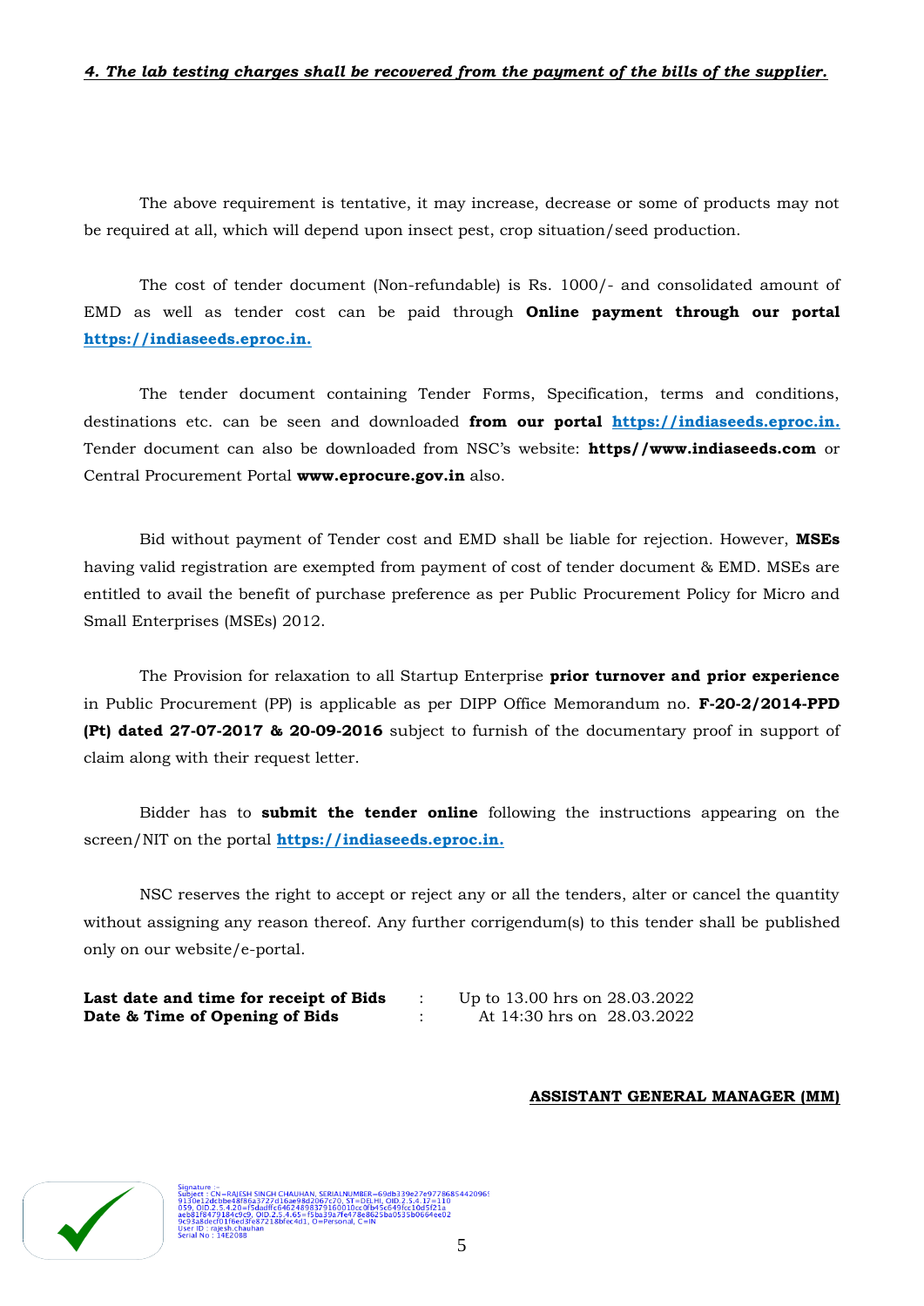***4. The lab testing charges shall be recovered from the payment of the bills of the supplier.***

The above requirement is tentative, it may increase, decrease or some of products may not be required at all, which will depend upon insect pest, crop situation/seed production.

The cost of tender document (Non-refundable) is Rs. 1000/- and consolidated amount of EMD as well as tender cost can be paid through **Online payment through our portal https://indiaseeds.eproc.in.**

The tender document containing Tender Forms, Specification, terms and conditions, destinations etc. can be seen and downloaded **from our portal https://indiaseeds.eproc.in.** Tender document can also be downloaded from NSC's website: **https//www.indiaseeds.com** or Central Procurement Portal **www.eprocure.gov.in** also.

Bid without payment of Tender cost and EMD shall be liable for rejection. However, **MSEs** having valid registration are exempted from payment of cost of tender document & EMD. MSEs are entitled to avail the benefit of purchase preference as per Public Procurement Policy for Micro and Small Enterprises (MSEs) 2012.

The Provision for relaxation to all Startup Enterprise **prior turnover and prior experience** in Public Procurement (PP) is applicable as per DIPP Office Memorandum no. **F-20-2/2014-PPD (Pt) dated 27-07-2017 & 20-09-2016** subject to furnish of the documentary proof in support of claim along with their request letter.

Bidder has to **submit the tender online** following the instructions appearing on the screen/NIT on the portal **https://indiaseeds.eproc.in.**

NSC reserves the right to accept or reject any or all the tenders, alter or cancel the quantity without assigning any reason thereof. Any further corrigendum(s) to this tender shall be published only on our website/e-portal.

| | | |
|---|---|---|
| **Last date and time for receipt of Bids** | : | Up to 13.00 hrs on 28.03.2022 |
| **Date & Time of Opening of Bids** | : | At 14:30 hrs on 28.03.2022 |

**ASSISTANT GENERAL MANAGER (MM)**

Signature :-
Subject : CN=RAJESH SINGH CHAUHAN, SERIALNUMBER=69db339e27e97786854420969130e12dcbbe48f86a3727d16ae98d2067c70, ST=DELHI, OID.2.5.4.17=110059, OID.2.5.4.20=f5dadffc6462489837916001 0cc0fb45c649fcc10d5f21aaeb81f8479184c9c9, OID.2.5.4.65=f5ba39a7fe478e8625ba0535b0664ee029c93a8decf01f6ed3fe87218bfec4d1, O=Personal, C=IN
User ID : rajesh.chauhan
Serial No : 14E2088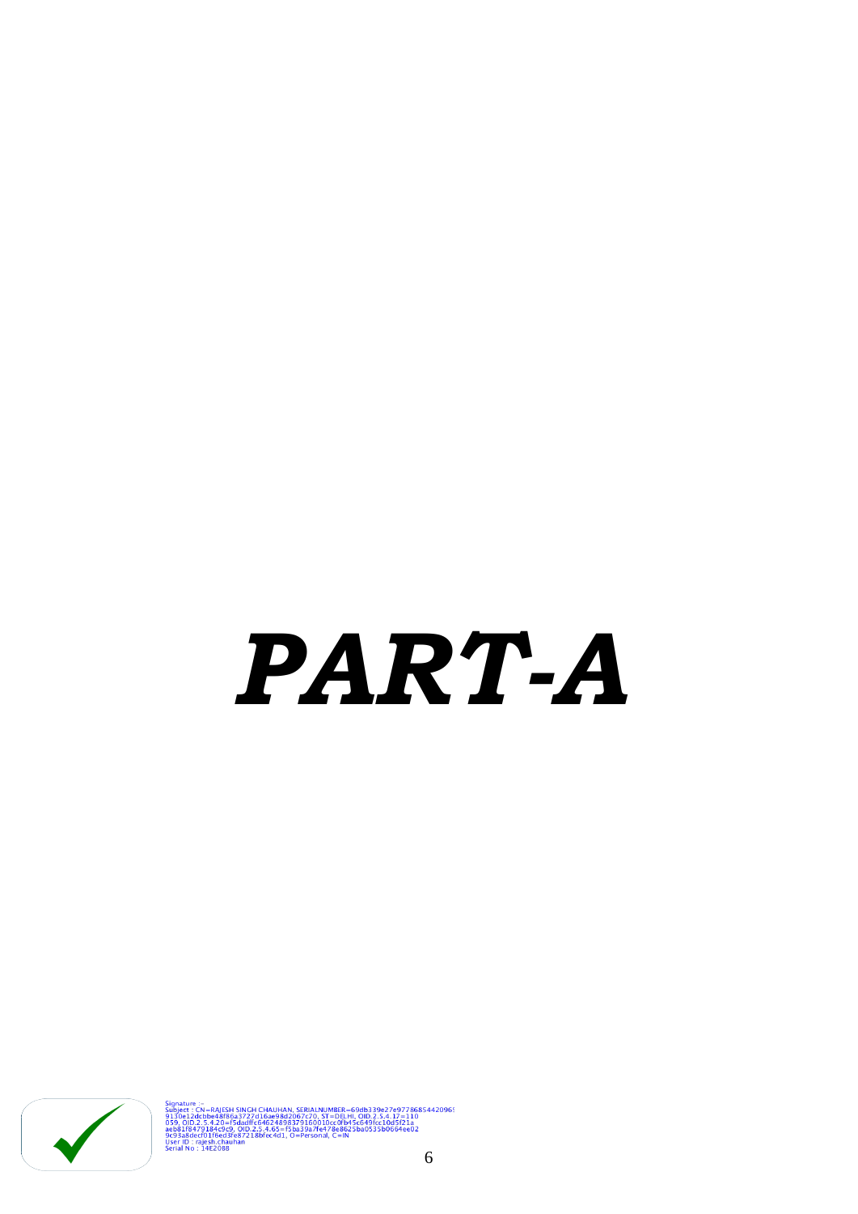# ***PART-A***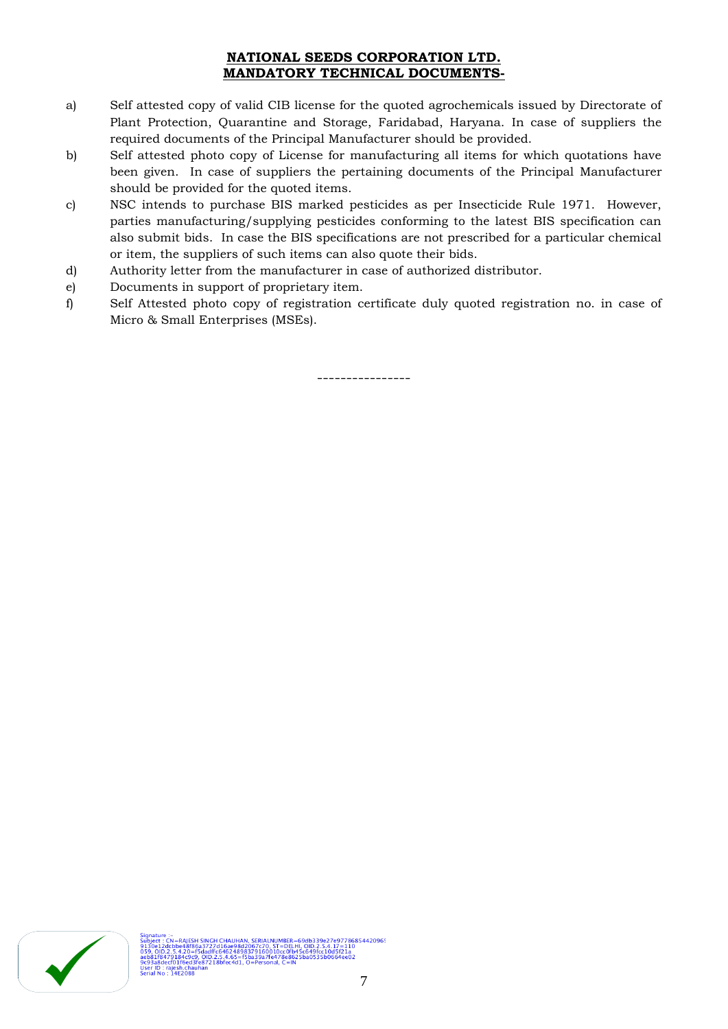**NATIONAL SEEDS CORPORATION LTD.**
**MANDATORY TECHNICAL DOCUMENTS-**

a) Self attested copy of valid CIB license for the quoted agrochemicals issued by Directorate of Plant Protection, Quarantine and Storage, Faridabad, Haryana. In case of suppliers the required documents of the Principal Manufacturer should be provided.

b) Self attested photo copy of License for manufacturing all items for which quotations have been given. In case of suppliers the pertaining documents of the Principal Manufacturer should be provided for the quoted items.

c) NSC intends to purchase BIS marked pesticides as per Insecticide Rule 1971. However, parties manufacturing/supplying pesticides conforming to the latest BIS specification can also submit bids. In case the BIS specifications are not prescribed for a particular chemical or item, the suppliers of such items can also quote their bids.

d) Authority letter from the manufacturer in case of authorized distributor.

e) Documents in support of proprietary item.

f) Self Attested photo copy of registration certificate duly quoted registration no. in case of Micro & Small Enterprises (MSEs).

----------------

Signature :-
Subject : CN=RAJESH SINGH CHAUHAN, SERIALNUMBER=69db339e27e97786854420969130e12dcbbe48f86a3727d16ae98d2067c70, ST=DELHI, OID.2.5.4.17=110059, OID.2.5.4.20=f5dadffc6462489837916001​0cc0fb45c849fcc10d5f21aaeb81f8479184c9c9, OID.2.5.4.65=f5ba39a7fe478e8625ba0535b0664ee029c93a8decf01f6ed3fe87218bfec4d1, O=Personal, C=IN
User ID : rajesh.chauhan
Serial No : 14E2088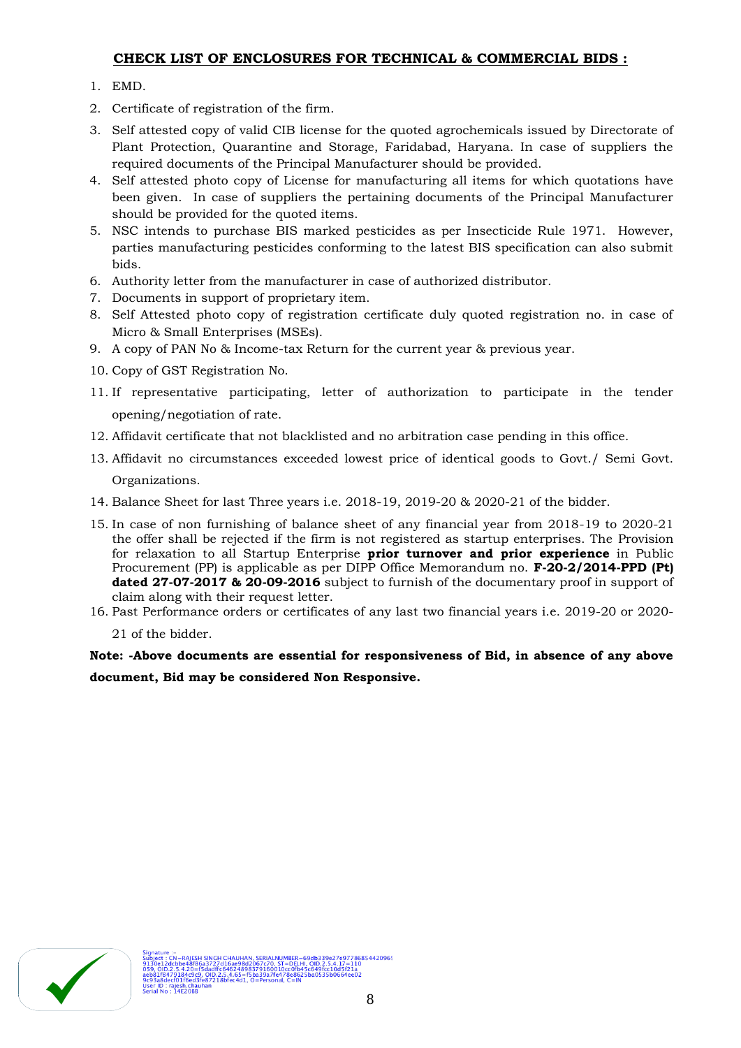**CHECK LIST OF ENCLOSURES FOR TECHNICAL & COMMERCIAL BIDS :**

1. EMD.
2. Certificate of registration of the firm.
3. Self attested copy of valid CIB license for the quoted agrochemicals issued by Directorate of Plant Protection, Quarantine and Storage, Faridabad, Haryana. In case of suppliers the required documents of the Principal Manufacturer should be provided.
4. Self attested photo copy of License for manufacturing all items for which quotations have been given. In case of suppliers the pertaining documents of the Principal Manufacturer should be provided for the quoted items.
5. NSC intends to purchase BIS marked pesticides as per Insecticide Rule 1971. However, parties manufacturing pesticides conforming to the latest BIS specification can also submit bids.
6. Authority letter from the manufacturer in case of authorized distributor.
7. Documents in support of proprietary item.
8. Self Attested photo copy of registration certificate duly quoted registration no. in case of Micro & Small Enterprises (MSEs).
9. A copy of PAN No & Income-tax Return for the current year & previous year.
10. Copy of GST Registration No.
11. If representative participating, letter of authorization to participate in the tender opening/negotiation of rate.
12. Affidavit certificate that not blacklisted and no arbitration case pending in this office.
13. Affidavit no circumstances exceeded lowest price of identical goods to Govt./ Semi Govt. Organizations.
14. Balance Sheet for last Three years i.e. 2018-19, 2019-20 & 2020-21 of the bidder.
15. In case of non furnishing of balance sheet of any financial year from 2018-19 to 2020-21 the offer shall be rejected if the firm is not registered as startup enterprises. The Provision for relaxation to all Startup Enterprise **prior turnover and prior experience** in Public Procurement (PP) is applicable as per DIPP Office Memorandum no. **F-20-2/2014-PPD (Pt) dated 27-07-2017 & 20-09-2016** subject to furnish of the documentary proof in support of claim along with their request letter.
16. Past Performance orders or certificates of any last two financial years i.e. 2019-20 or 2020-21 of the bidder.

**Note: -Above documents are essential for responsiveness of Bid, in absence of any above document, Bid may be considered Non Responsive.**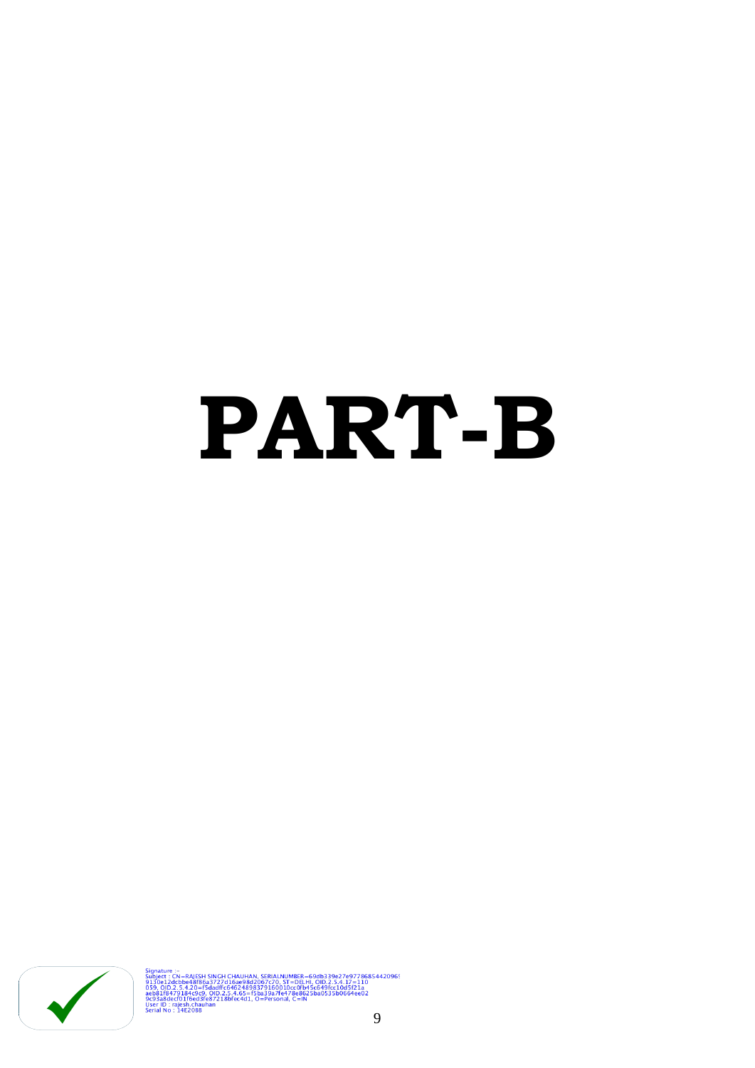# PART-B

Signature :-
Subject : CN=RAJESH SINGH CHAUHAN, SERIALNUMBER=69db339e27e97786854420969130e12dcbbe48f86a3727d16ae98d2067c70, ST=DELHI, OID.2.5.4.17=110059, OID.2.5.4.20=f5dadffc6462489837916001 0cc0fb45c849fcc10d5f21aaeb81f8479184c9c9, OID.2.5.4.65=f5ba39a7fe478e8625ba0535b0664ee029c93a8decf01f6ed3fe87218bfec4d1, O=Personal, C=IN
User ID : rajesh.chauhan
Serial No : 14E2088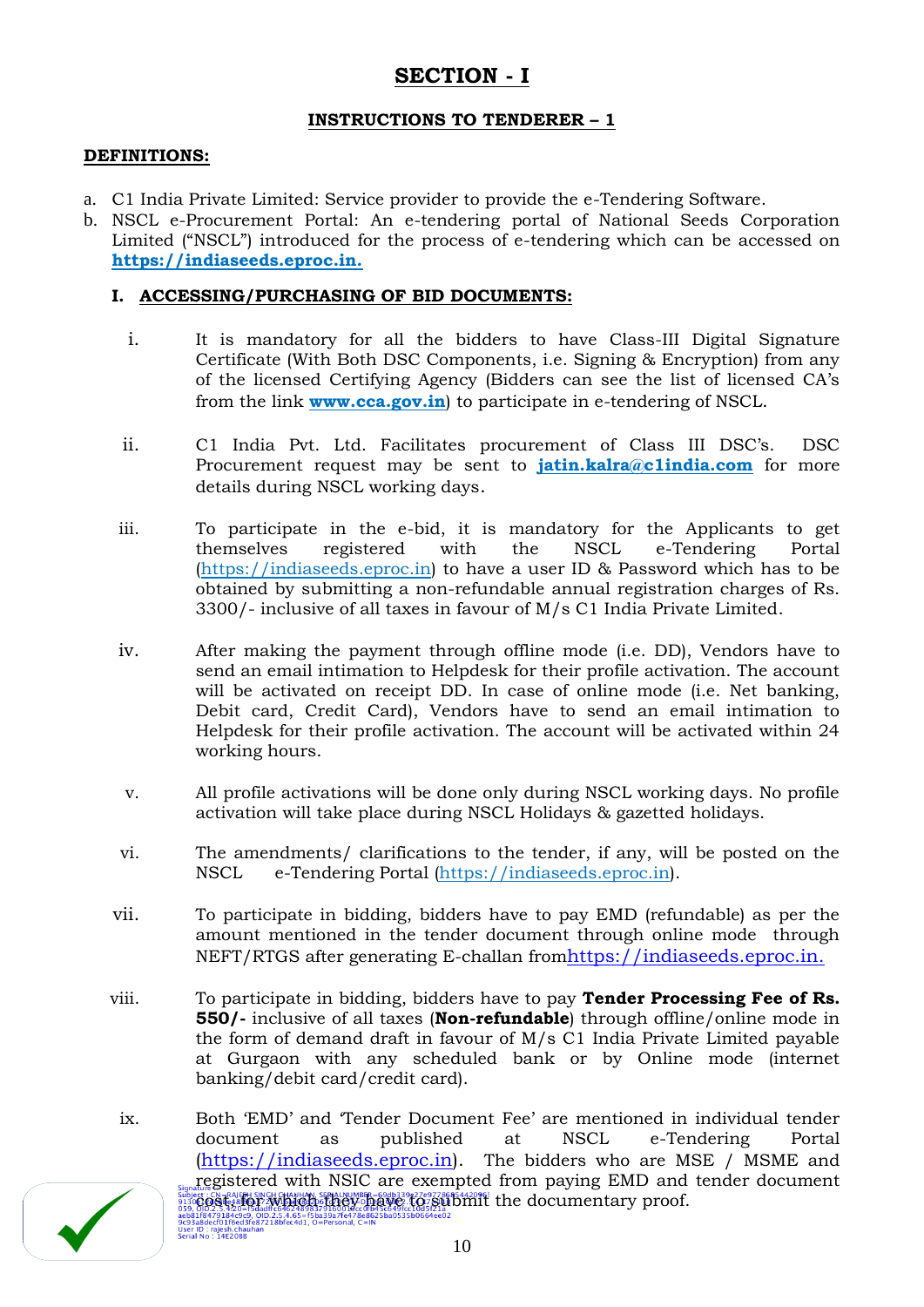# SECTION - I

## INSTRUCTIONS TO TENDERER – 1

**DEFINITIONS:**

a. C1 India Private Limited: Service provider to provide the e-Tendering Software.
b. NSCL e-Procurement Portal: An e-tendering portal of National Seeds Corporation Limited ("NSCL") introduced for the process of e-tendering which can be accessed on **https://indiaseeds.eproc.in.**

### I. ACCESSING/PURCHASING OF BID DOCUMENTS:

i. It is mandatory for all the bidders to have Class-III Digital Signature Certificate (With Both DSC Components, i.e. Signing & Encryption) from any of the licensed Certifying Agency (Bidders can see the list of licensed CA's from the link **www.cca.gov.in**) to participate in e-tendering of NSCL.

ii. C1 India Pvt. Ltd. Facilitates procurement of Class III DSC's. DSC Procurement request may be sent to **jatin.kalra@c1india.com** for more details during NSCL working days.

iii. To participate in the e-bid, it is mandatory for the Applicants to get themselves registered with the NSCL e-Tendering Portal (https://indiaseeds.eproc.in) to have a user ID & Password which has to be obtained by submitting a non-refundable annual registration charges of Rs. 3300/- inclusive of all taxes in favour of M/s C1 India Private Limited.

iv. After making the payment through offline mode (i.e. DD), Vendors have to send an email intimation to Helpdesk for their profile activation. The account will be activated on receipt DD. In case of online mode (i.e. Net banking, Debit card, Credit Card), Vendors have to send an email intimation to Helpdesk for their profile activation. The account will be activated within 24 working hours.

v. All profile activations will be done only during NSCL working days. No profile activation will take place during NSCL Holidays & gazetted holidays.

vi. The amendments/ clarifications to the tender, if any, will be posted on the NSCL e-Tendering Portal (https://indiaseeds.eproc.in).

vii. To participate in bidding, bidders have to pay EMD (refundable) as per the amount mentioned in the tender document through online mode through NEFT/RTGS after generating E-challan fromhttps://indiaseeds.eproc.in.

viii. To participate in bidding, bidders have to pay **Tender Processing Fee of Rs. 550/-** inclusive of all taxes (**Non-refundable**) through offline/online mode in the form of demand draft in favour of M/s C1 India Private Limited payable at Gurgaon with any scheduled bank or by Online mode (internet banking/debit card/credit card).

ix. Both 'EMD' and 'Tender Document Fee' are mentioned in individual tender document as published at NSCL e-Tendering Portal (https://indiaseeds.eproc.in). The bidders who are MSE / MSME and registered with NSIC are exempted from paying EMD and tender document cost for which they have to submit the documentary proof.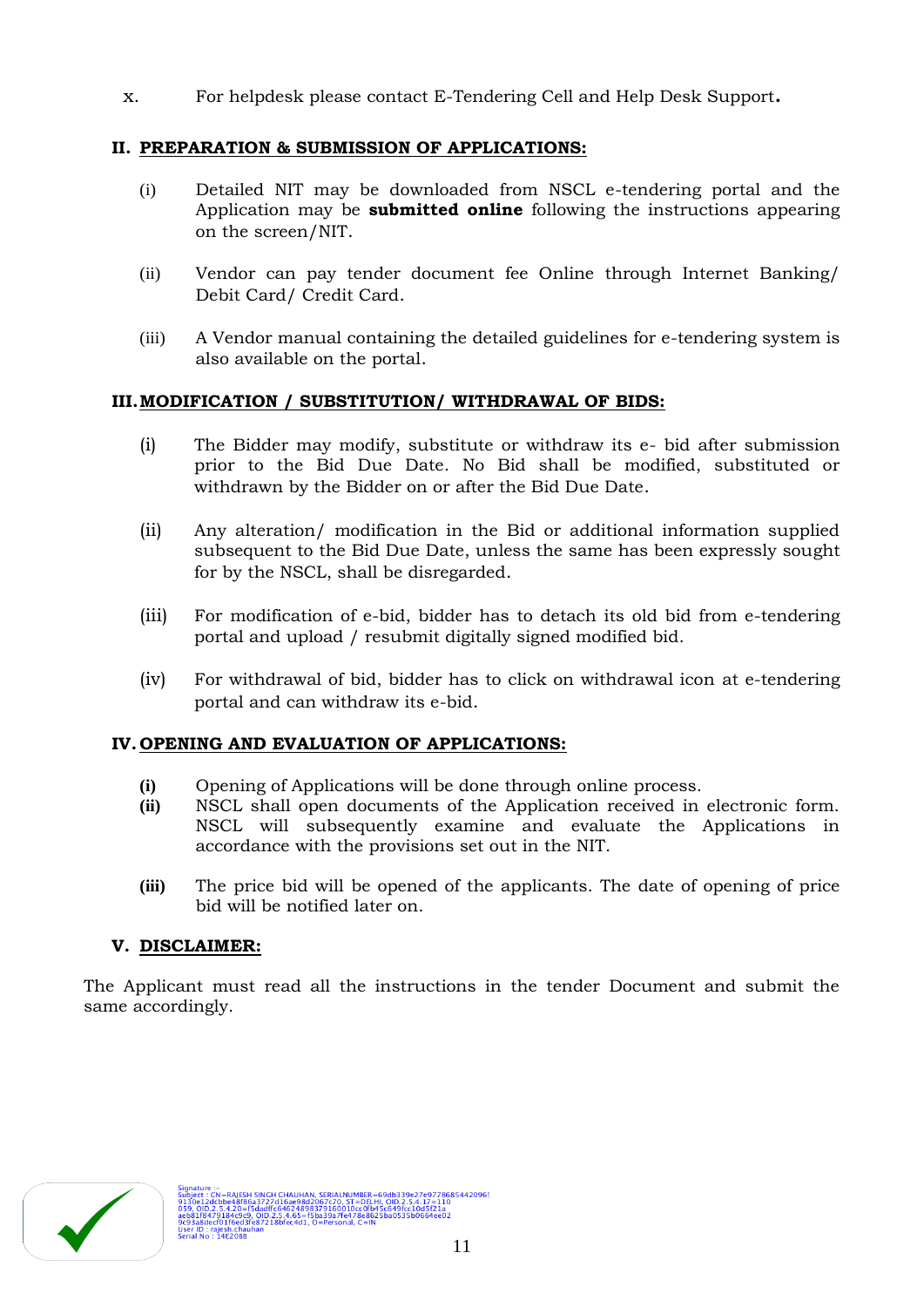x. For helpdesk please contact E-Tendering Cell and Help Desk Support**.**

## II. PREPARATION & SUBMISSION OF APPLICATIONS:

(i) Detailed NIT may be downloaded from NSCL e-tendering portal and the Application may be **submitted online** following the instructions appearing on the screen/NIT.

(ii) Vendor can pay tender document fee Online through Internet Banking/ Debit Card/ Credit Card.

(iii) A Vendor manual containing the detailed guidelines for e-tendering system is also available on the portal.

## III. MODIFICATION / SUBSTITUTION/ WITHDRAWAL OF BIDS:

(i) The Bidder may modify, substitute or withdraw its e- bid after submission prior to the Bid Due Date. No Bid shall be modified, substituted or withdrawn by the Bidder on or after the Bid Due Date.

(ii) Any alteration/ modification in the Bid or additional information supplied subsequent to the Bid Due Date, unless the same has been expressly sought for by the NSCL, shall be disregarded.

(iii) For modification of e-bid, bidder has to detach its old bid from e-tendering portal and upload / resubmit digitally signed modified bid.

(iv) For withdrawal of bid, bidder has to click on withdrawal icon at e-tendering portal and can withdraw its e-bid.

## IV. OPENING AND EVALUATION OF APPLICATIONS:

**(i)** Opening of Applications will be done through online process.

**(ii)** NSCL shall open documents of the Application received in electronic form. NSCL will subsequently examine and evaluate the Applications in accordance with the provisions set out in the NIT.

**(iii)** The price bid will be opened of the applicants. The date of opening of price bid will be notified later on.

## V. DISCLAIMER:

The Applicant must read all the instructions in the tender Document and submit the same accordingly.

Signature :-
Subject : CN=RAJESH SINGH CHAUHAN, SERIALNUMBER=69db339e27e97786854420969130e12dcbbe48f86a3727d16ae98d2067c70, ST=DELHI, OID.2.5.4.17=110059, OID.2.5.4.20=f5dadffc6462489837916001 0cc0fb45c649fcc10d5f21aaeb81f8479184c9c9, OID.2.5.4.65=f5ba39a7fe478e8625ba0535b0664ee029c93a8decf01f6ed3fe87218bfec4d1, O=Personal, C=IN
User ID : rajesh.chauhan
Serial No : 14E2088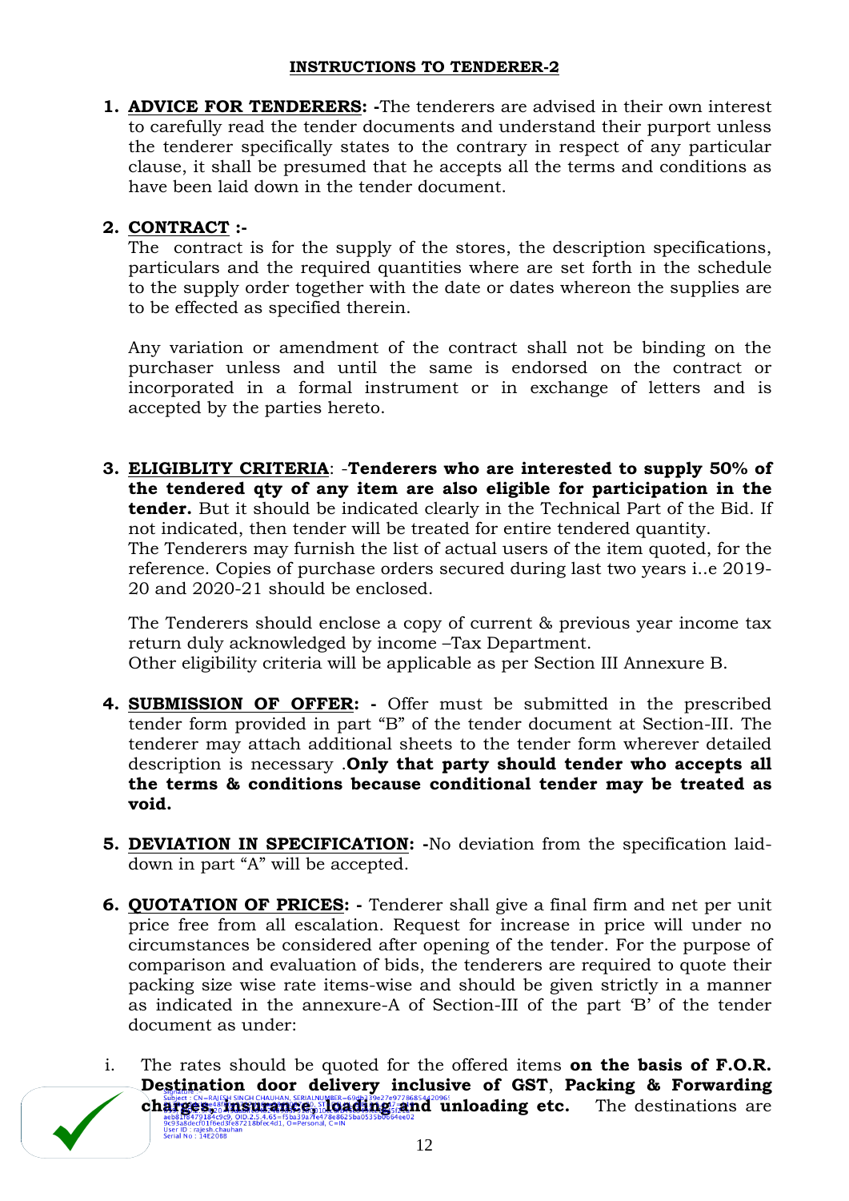## INSTRUCTIONS TO TENDERER-2

1. **ADVICE FOR TENDERERS: -**The tenderers are advised in their own interest to carefully read the tender documents and understand their purport unless the tenderer specifically states to the contrary in respect of any particular clause, it shall be presumed that he accepts all the terms and conditions as have been laid down in the tender document.

2. **CONTRACT :-**
   The contract is for the supply of the stores, the description specifications, particulars and the required quantities where are set forth in the schedule to the supply order together with the date or dates whereon the supplies are to be effected as specified therein.

   Any variation or amendment of the contract shall not be binding on the purchaser unless and until the same is endorsed on the contract or incorporated in a formal instrument or in exchange of letters and is accepted by the parties hereto.

3. **ELIGIBLITY CRITERIA**: -**Tenderers who are interested to supply 50% of the tendered qty of any item are also eligible for participation in the tender.** But it should be indicated clearly in the Technical Part of the Bid. If not indicated, then tender will be treated for entire tendered quantity.
   The Tenderers may furnish the list of actual users of the item quoted, for the reference. Copies of purchase orders secured during last two years i..e 2019-20 and 2020-21 should be enclosed.

   The Tenderers should enclose a copy of current & previous year income tax return duly acknowledged by income –Tax Department.
   Other eligibility criteria will be applicable as per Section III Annexure B.

4. **SUBMISSION OF OFFER: -** Offer must be submitted in the prescribed tender form provided in part "B" of the tender document at Section-III. The tenderer may attach additional sheets to the tender form wherever detailed description is necessary .**Only that party should tender who accepts all the terms & conditions because conditional tender may be treated as void.**

5. **DEVIATION IN SPECIFICATION: -**No deviation from the specification laid-down in part "A" will be accepted.

6. **QUOTATION OF PRICES: -** Tenderer shall give a final firm and net per unit price free from all escalation. Request for increase in price will under no circumstances be considered after opening of the tender. For the purpose of comparison and evaluation of bids, the tenderers are required to quote their packing size wise rate items-wise and should be given strictly in a manner as indicated in the annexure-A of Section-III of the part 'B' of the tender document as under:

   i. The rates should be quoted for the offered items **on the basis of F.O.R. Destination door delivery inclusive of GST**, **Packing & Forwarding charges, insurance, loading and unloading etc.** The destinations are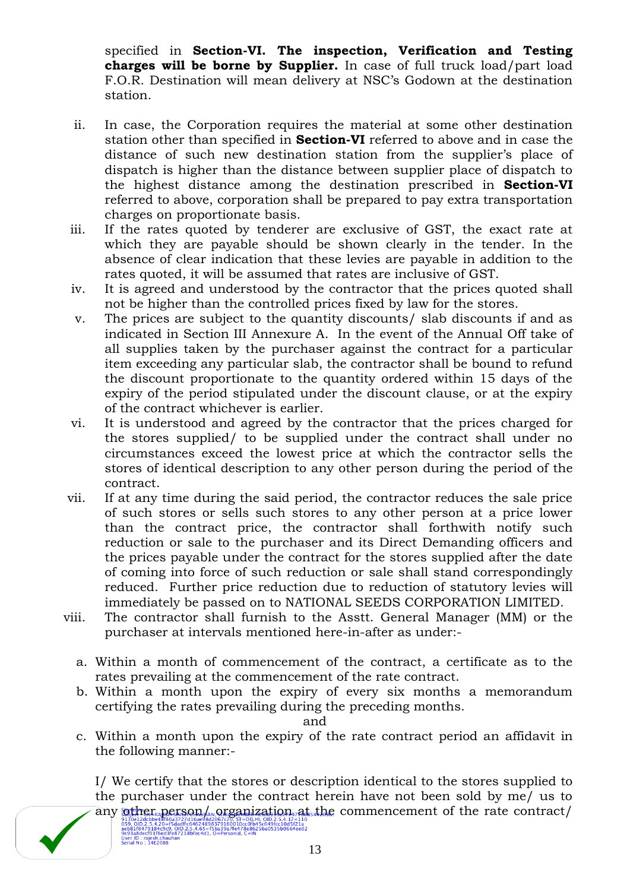specified in **Section-VI. The inspection, Verification and Testing charges will be borne by Supplier.** In case of full truck load/part load F.O.R. Destination will mean delivery at NSC's Godown at the destination station.

ii. In case, the Corporation requires the material at some other destination station other than specified in **Section-VI** referred to above and in case the distance of such new destination station from the supplier's place of dispatch is higher than the distance between supplier place of dispatch to the highest distance among the destination prescribed in **Section-VI** referred to above, corporation shall be prepared to pay extra transportation charges on proportionate basis.

iii. If the rates quoted by tenderer are exclusive of GST, the exact rate at which they are payable should be shown clearly in the tender. In the absence of clear indication that these levies are payable in addition to the rates quoted, it will be assumed that rates are inclusive of GST.

iv. It is agreed and understood by the contractor that the prices quoted shall not be higher than the controlled prices fixed by law for the stores.

v. The prices are subject to the quantity discounts/ slab discounts if and as indicated in Section III Annexure A. In the event of the Annual Off take of all supplies taken by the purchaser against the contract for a particular item exceeding any particular slab, the contractor shall be bound to refund the discount proportionate to the quantity ordered within 15 days of the expiry of the period stipulated under the discount clause, or at the expiry of the contract whichever is earlier.

vi. It is understood and agreed by the contractor that the prices charged for the stores supplied/ to be supplied under the contract shall under no circumstances exceed the lowest price at which the contractor sells the stores of identical description to any other person during the period of the contract.

vii. If at any time during the said period, the contractor reduces the sale price of such stores or sells such stores to any other person at a price lower than the contract price, the contractor shall forthwith notify such reduction or sale to the purchaser and its Direct Demanding officers and the prices payable under the contract for the stores supplied after the date of coming into force of such reduction or sale shall stand correspondingly reduced. Further price reduction due to reduction of statutory levies will immediately be passed on to NATIONAL SEEDS CORPORATION LIMITED.

viii. The contractor shall furnish to the Asstt. General Manager (MM) or the purchaser at intervals mentioned here-in-after as under:-

a. Within a month of commencement of the contract, a certificate as to the rates prevailing at the commencement of the rate contract.

b. Within a month upon the expiry of every six months a memorandum certifying the rates prevailing during the preceding months.

and

c. Within a month upon the expiry of the rate contract period an affidavit in the following manner:-

I/ We certify that the stores or description identical to the stores supplied to the purchaser under the contract herein have not been sold by me/ us to any other person/ organization at the commencement of the rate contract/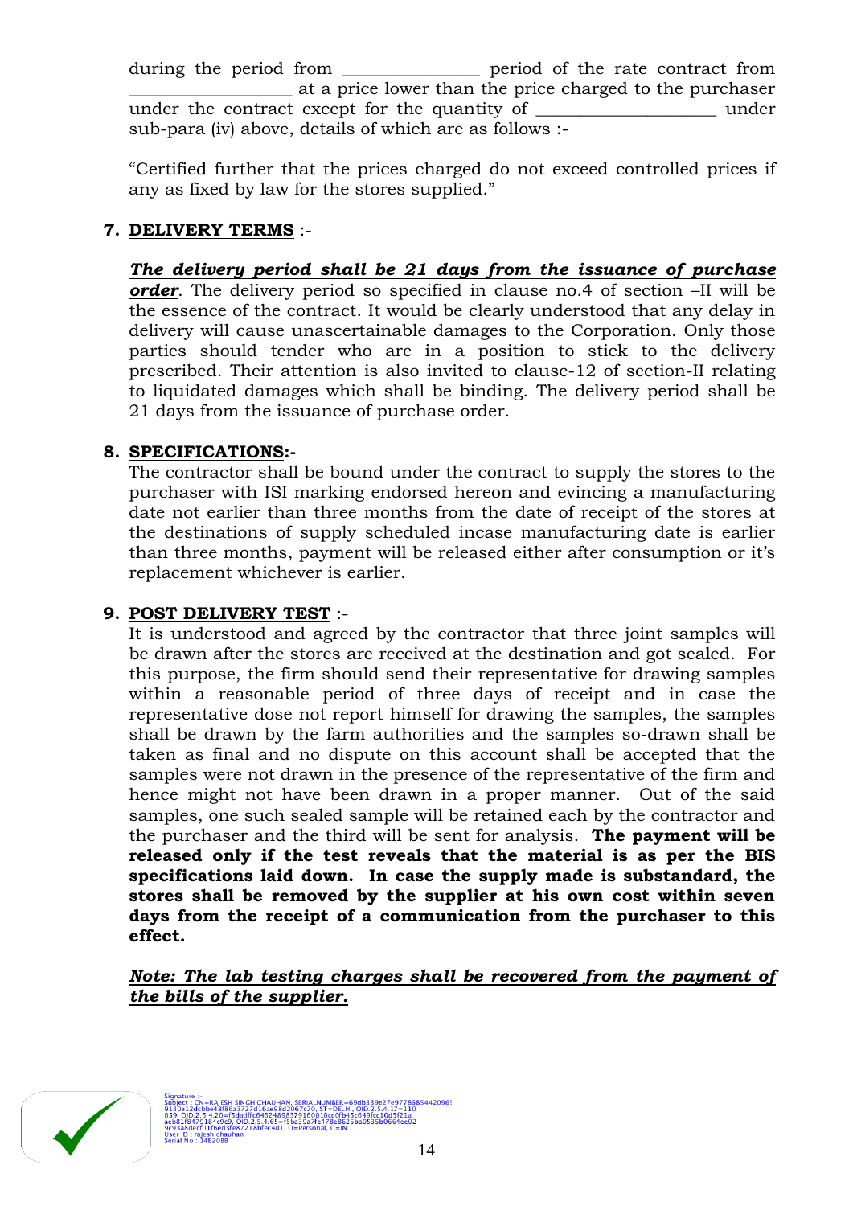during the period from _______________ period of the rate contract from __________________ at a price lower than the price charged to the purchaser under the contract except for the quantity of ____________________ under sub-para (iv) above, details of which are as follows :-

"Certified further that the prices charged do not exceed controlled prices if any as fixed by law for the stores supplied."

**7. <u>DELIVERY TERMS</u>** :-

***<u>The delivery period shall be 21 days from the issuance of purchase order</u>***. The delivery period so specified in clause no.4 of section –II will be the essence of the contract. It would be clearly understood that any delay in delivery will cause unascertainable damages to the Corporation. Only those parties should tender who are in a position to stick to the delivery prescribed. Their attention is also invited to clause-12 of section-II relating to liquidated damages which shall be binding. The delivery period shall be 21 days from the issuance of purchase order.

**8. <u>SPECIFICATIONS</u>:-**

The contractor shall be bound under the contract to supply the stores to the purchaser with ISI marking endorsed hereon and evincing a manufacturing date not earlier than three months from the date of receipt of the stores at the destinations of supply scheduled incase manufacturing date is earlier than three months, payment will be released either after consumption or it's replacement whichever is earlier.

**9. <u>POST DELIVERY TEST</u>** :-

It is understood and agreed by the contractor that three joint samples will be drawn after the stores are received at the destination and got sealed. For this purpose, the firm should send their representative for drawing samples within a reasonable period of three days of receipt and in case the representative dose not report himself for drawing the samples, the samples shall be drawn by the farm authorities and the samples so-drawn shall be taken as final and no dispute on this account shall be accepted that the samples were not drawn in the presence of the representative of the firm and hence might not have been drawn in a proper manner. Out of the said samples, one such sealed sample will be retained each by the contractor and the purchaser and the third will be sent for analysis. **The payment will be released only if the test reveals that the material is as per the BIS specifications laid down. In case the supply made is substandard, the stores shall be removed by the supplier at his own cost within seven days from the receipt of a communication from the purchaser to this effect.**

***<u>Note: The lab testing charges shall be recovered from the payment of the bills of the supplier.</u>***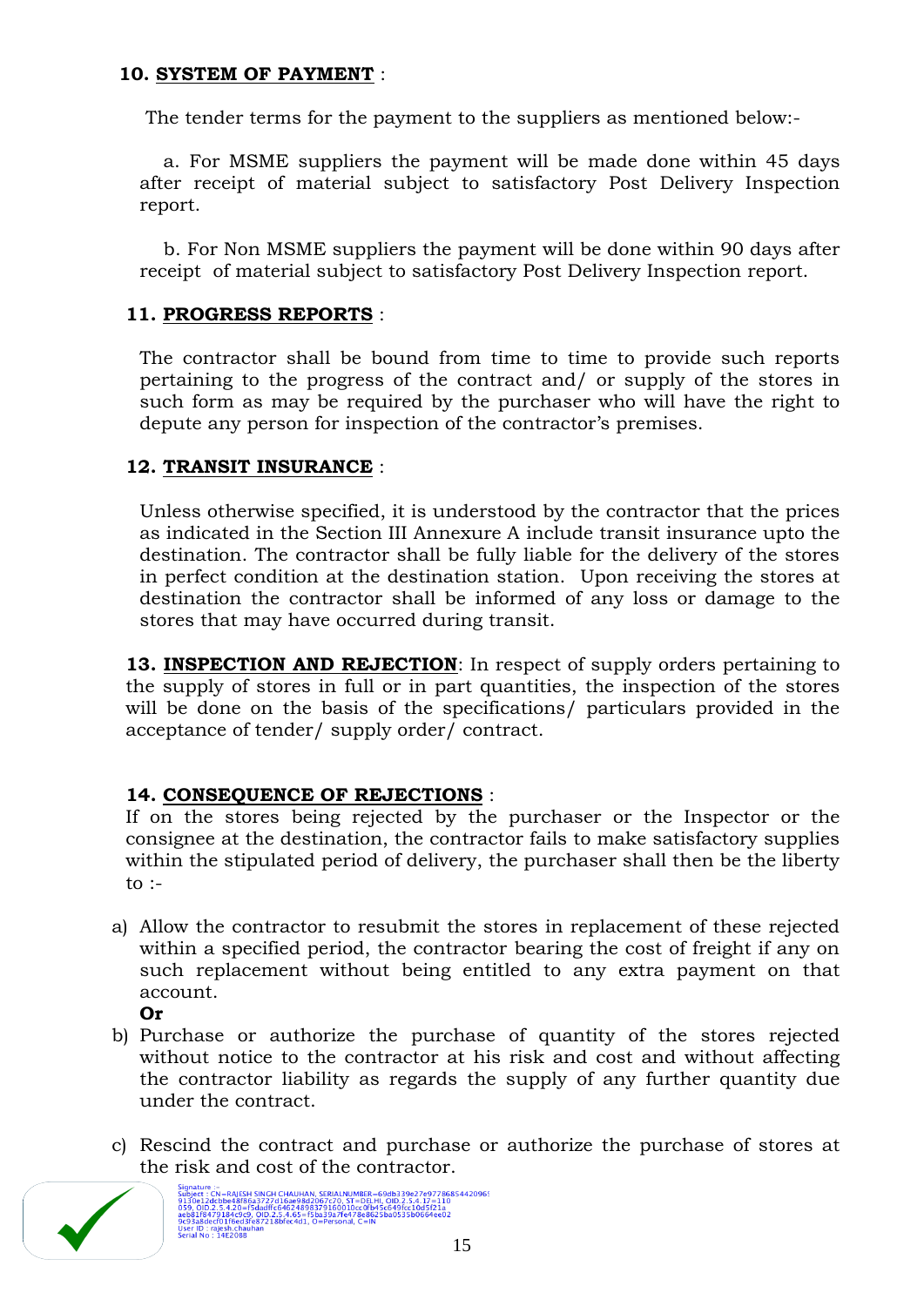**10. SYSTEM OF PAYMENT** :

The tender terms for the payment to the suppliers as mentioned below:-

a. For MSME suppliers the payment will be made done within 45 days after receipt of material subject to satisfactory Post Delivery Inspection report.

b. For Non MSME suppliers the payment will be done within 90 days after receipt of material subject to satisfactory Post Delivery Inspection report.

**11. PROGRESS REPORTS** :

The contractor shall be bound from time to time to provide such reports pertaining to the progress of the contract and/ or supply of the stores in such form as may be required by the purchaser who will have the right to depute any person for inspection of the contractor's premises.

**12. TRANSIT INSURANCE** :

Unless otherwise specified, it is understood by the contractor that the prices as indicated in the Section III Annexure A include transit insurance upto the destination. The contractor shall be fully liable for the delivery of the stores in perfect condition at the destination station. Upon receiving the stores at destination the contractor shall be informed of any loss or damage to the stores that may have occurred during transit.

**13. INSPECTION AND REJECTION**: In respect of supply orders pertaining to the supply of stores in full or in part quantities, the inspection of the stores will be done on the basis of the specifications/ particulars provided in the acceptance of tender/ supply order/ contract.

**14. CONSEQUENCE OF REJECTIONS** :

If on the stores being rejected by the purchaser or the Inspector or the consignee at the destination, the contractor fails to make satisfactory supplies within the stipulated period of delivery, the purchaser shall then be the liberty to :-

a) Allow the contractor to resubmit the stores in replacement of these rejected within a specified period, the contractor bearing the cost of freight if any on such replacement without being entitled to any extra payment on that account.

**Or**

b) Purchase or authorize the purchase of quantity of the stores rejected without notice to the contractor at his risk and cost and without affecting the contractor liability as regards the supply of any further quantity due under the contract.

c) Rescind the contract and purchase or authorize the purchase of stores at the risk and cost of the contractor.

Signature :-
Subject : CN=RAJESH SINGH CHAUHAN, SERIALNUMBER=69db339e27e97786854420969130e12dcbbe48f86a3727d16ae98d2067c70, ST=DELHI, OID.2.5.4.17=110059, OID.2.5.4.20=f5dadffc6462489837916001 0cc0fb45c649fcc10d5f21aaeb81f8479184c9c9, OID.2.5.4.65=f5ba39a7fe478e8625ba0535b0664ee029c93a8decf01f6ed3fe87218bfec4d1, O=Personal, C=IN
User ID : rajesh.chauhan
Serial No : 14E2088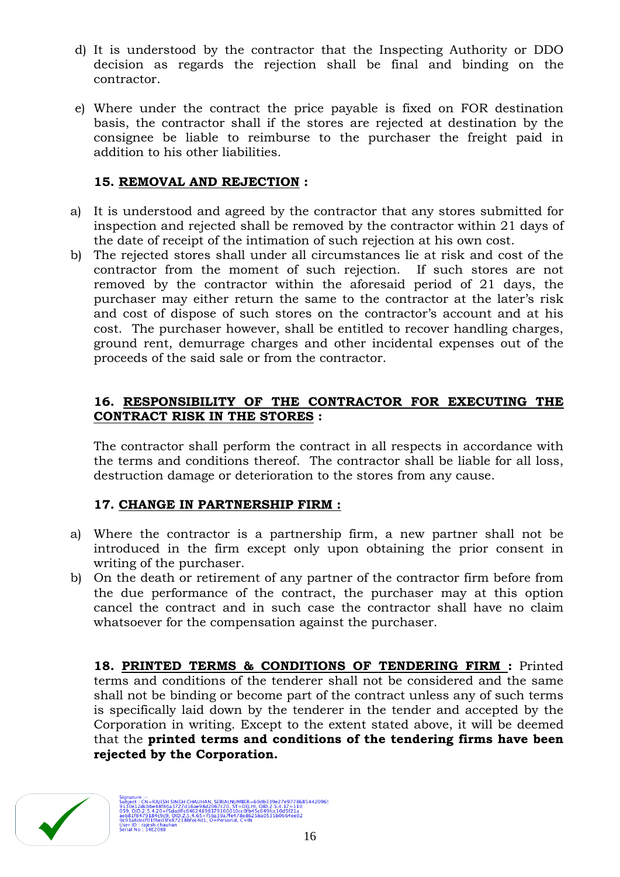d) It is understood by the contractor that the Inspecting Authority or DDO decision as regards the rejection shall be final and binding on the contractor.

e) Where under the contract the price payable is fixed on FOR destination basis, the contractor shall if the stores are rejected at destination by the consignee be liable to reimburse to the purchaser the freight paid in addition to his other liabilities.

**15. <u>REMOVAL AND REJECTION</u> :**

a) It is understood and agreed by the contractor that any stores submitted for inspection and rejected shall be removed by the contractor within 21 days of the date of receipt of the intimation of such rejection at his own cost.

b) The rejected stores shall under all circumstances lie at risk and cost of the contractor from the moment of such rejection. If such stores are not removed by the contractor within the aforesaid period of 21 days, the purchaser may either return the same to the contractor at the later's risk and cost of dispose of such stores on the contractor's account and at his cost. The purchaser however, shall be entitled to recover handling charges, ground rent, demurrage charges and other incidental expenses out of the proceeds of the said sale or from the contractor.

**16. <u>RESPONSIBILITY OF THE CONTRACTOR FOR EXECUTING THE CONTRACT RISK IN THE STORES</u> :**

The contractor shall perform the contract in all respects in accordance with the terms and conditions thereof. The contractor shall be liable for all loss, destruction damage or deterioration to the stores from any cause.

**17. <u>CHANGE IN PARTNERSHIP FIRM :</u>**

a) Where the contractor is a partnership firm, a new partner shall not be introduced in the firm except only upon obtaining the prior consent in writing of the purchaser.

b) On the death or retirement of any partner of the contractor firm before from the due performance of the contract, the purchaser may at this option cancel the contract and in such case the contractor shall have no claim whatsoever for the compensation against the purchaser.

**18. <u>PRINTED TERMS & CONDITIONS OF TENDERING FIRM</u> :** Printed terms and conditions of the tenderer shall not be considered and the same shall not be binding or become part of the contract unless any of such terms is specifically laid down by the tenderer in the tender and accepted by the Corporation in writing. Except to the extent stated above, it will be deemed that the **printed terms and conditions of the tendering firms have been rejected by the Corporation.**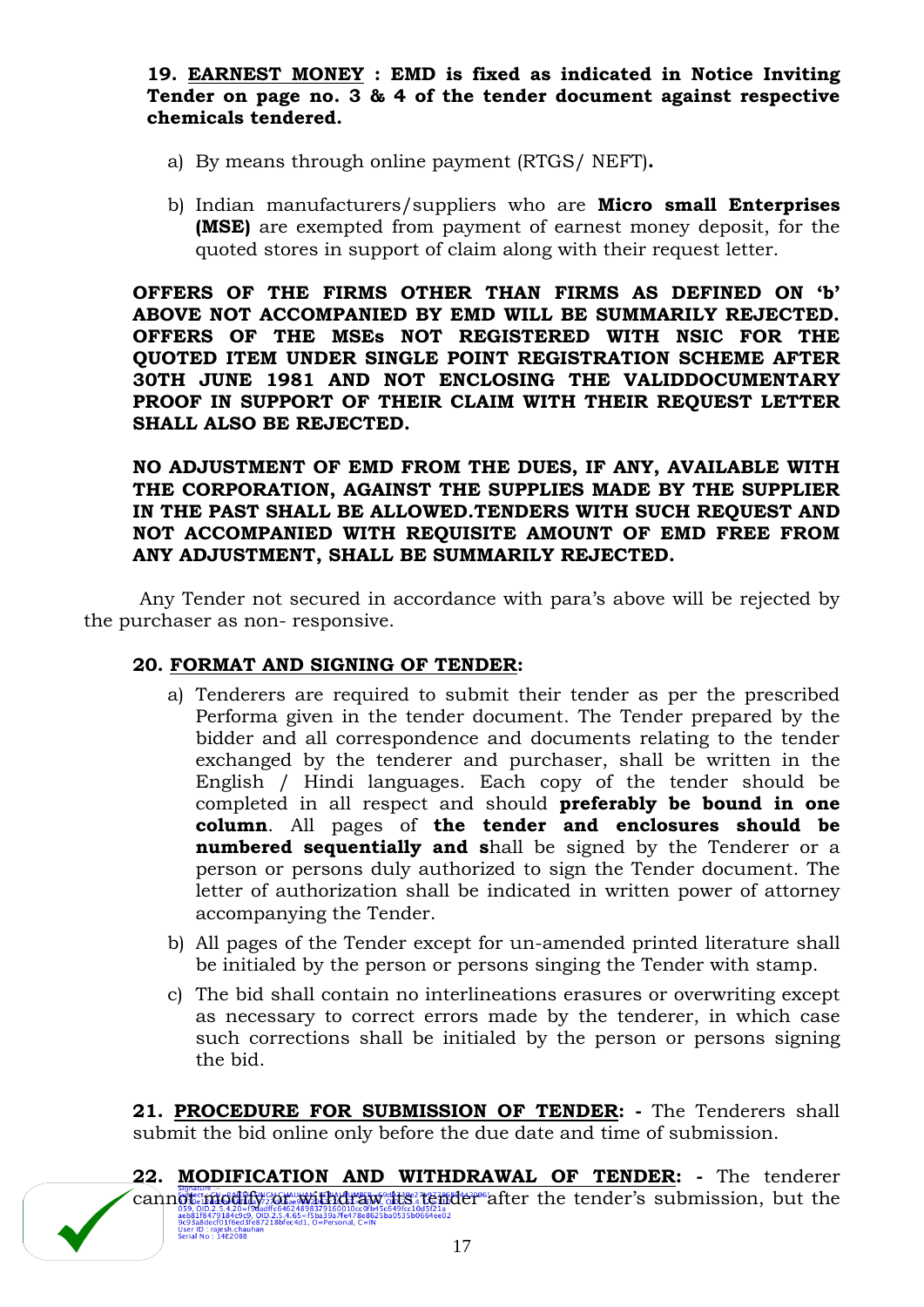**19. <u>EARNEST MONEY</u> : EMD is fixed as indicated in Notice Inviting Tender on page no. 3 & 4 of the tender document against respective chemicals tendered.**

a) By means through online payment (RTGS/ NEFT)**.**

b) Indian manufacturers/suppliers who are **Micro small Enterprises (MSE)** are exempted from payment of earnest money deposit, for the quoted stores in support of claim along with their request letter.

**OFFERS OF THE FIRMS OTHER THAN FIRMS AS DEFINED ON 'b' ABOVE NOT ACCOMPANIED BY EMD WILL BE SUMMARILY REJECTED. OFFERS OF THE MSEs NOT REGISTERED WITH NSIC FOR THE QUOTED ITEM UNDER SINGLE POINT REGISTRATION SCHEME AFTER 30TH JUNE 1981 AND NOT ENCLOSING THE VALIDDOCUMENTARY PROOF IN SUPPORT OF THEIR CLAIM WITH THEIR REQUEST LETTER SHALL ALSO BE REJECTED.**

**NO ADJUSTMENT OF EMD FROM THE DUES, IF ANY, AVAILABLE WITH THE CORPORATION, AGAINST THE SUPPLIES MADE BY THE SUPPLIER IN THE PAST SHALL BE ALLOWED.TENDERS WITH SUCH REQUEST AND NOT ACCOMPANIED WITH REQUISITE AMOUNT OF EMD FREE FROM ANY ADJUSTMENT, SHALL BE SUMMARILY REJECTED.**

Any Tender not secured in accordance with para's above will be rejected by the purchaser as non- responsive.

**20. <u>FORMAT AND SIGNING OF TENDER</u>:**

a) Tenderers are required to submit their tender as per the prescribed Performa given in the tender document. The Tender prepared by the bidder and all correspondence and documents relating to the tender exchanged by the tenderer and purchaser, shall be written in the English / Hindi languages. Each copy of the tender should be completed in all respect and should **preferably be bound in one column**. All pages of **the tender and enclosures should be numbered sequentially and s**hall be signed by the Tenderer or a person or persons duly authorized to sign the Tender document. The letter of authorization shall be indicated in written power of attorney accompanying the Tender.

b) All pages of the Tender except for un-amended printed literature shall be initialed by the person or persons singing the Tender with stamp.

c) The bid shall contain no interlineations erasures or overwriting except as necessary to correct errors made by the tenderer, in which case such corrections shall be initialed by the person or persons signing the bid.

**21. <u>PROCEDURE FOR SUBMISSION OF TENDER</u>: -** The Tenderers shall submit the bid online only before the due date and time of submission.

**22. <u>MODIFICATION AND WITHDRAWAL OF TENDER</u>: -** The tenderer cannot modify or withdraw its tender after the tender's submission, but the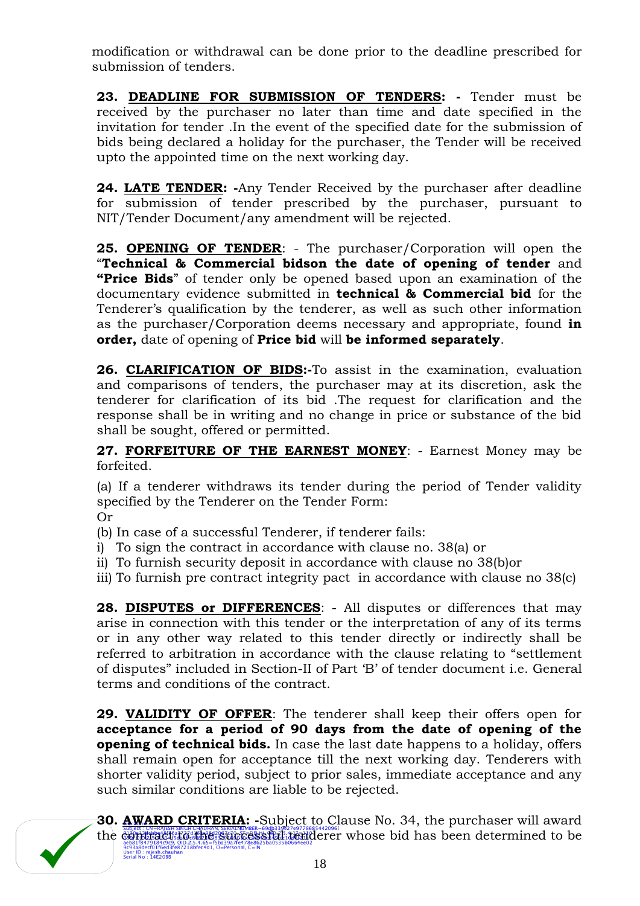modification or withdrawal can be done prior to the deadline prescribed for submission of tenders.

**23. DEADLINE FOR SUBMISSION OF TENDERS: -** Tender must be received by the purchaser no later than time and date specified in the invitation for tender .In the event of the specified date for the submission of bids being declared a holiday for the purchaser, the Tender will be received upto the appointed time on the next working day.

**24. LATE TENDER: -**Any Tender Received by the purchaser after deadline for submission of tender prescribed by the purchaser, pursuant to NIT/Tender Document/any amendment will be rejected.

**25. OPENING OF TENDER**: - The purchaser/Corporation will open the "**Technical & Commercial bidson the date of opening of tender** and **"Price Bids**" of tender only be opened based upon an examination of the documentary evidence submitted in **technical & Commercial bid** for the Tenderer's qualification by the tenderer, as well as such other information as the purchaser/Corporation deems necessary and appropriate, found **in order,** date of opening of **Price bid** will **be informed separately**.

**26. CLARIFICATION OF BIDS:-**To assist in the examination, evaluation and comparisons of tenders, the purchaser may at its discretion, ask the tenderer for clarification of its bid .The request for clarification and the response shall be in writing and no change in price or substance of the bid shall be sought, offered or permitted.

**27. FORFEITURE OF THE EARNEST MONEY**: - Earnest Money may be forfeited.

(a) If a tenderer withdraws its tender during the period of Tender validity specified by the Tenderer on the Tender Form:
Or
(b) In case of a successful Tenderer, if tenderer fails:
i) To sign the contract in accordance with clause no. 38(a) or
ii) To furnish security deposit in accordance with clause no 38(b)or
iii) To furnish pre contract integrity pact in accordance with clause no 38(c)

**28. DISPUTES or DIFFERENCES**: - All disputes or differences that may arise in connection with this tender or the interpretation of any of its terms or in any other way related to this tender directly or indirectly shall be referred to arbitration in accordance with the clause relating to "settlement of disputes" included in Section-II of Part 'B' of tender document i.e. General terms and conditions of the contract.

**29. VALIDITY OF OFFER**: The tenderer shall keep their offers open for **acceptance for a period of 90 days from the date of opening of the opening of technical bids.** In case the last date happens to a holiday, offers shall remain open for acceptance till the next working day. Tenderers with shorter validity period, subject to prior sales, immediate acceptance and any such similar conditions are liable to be rejected.

**30. AWARD CRITERIA: -**Subject to Clause No. 34, the purchaser will award the contract to the successful tenderer whose bid has been determined to be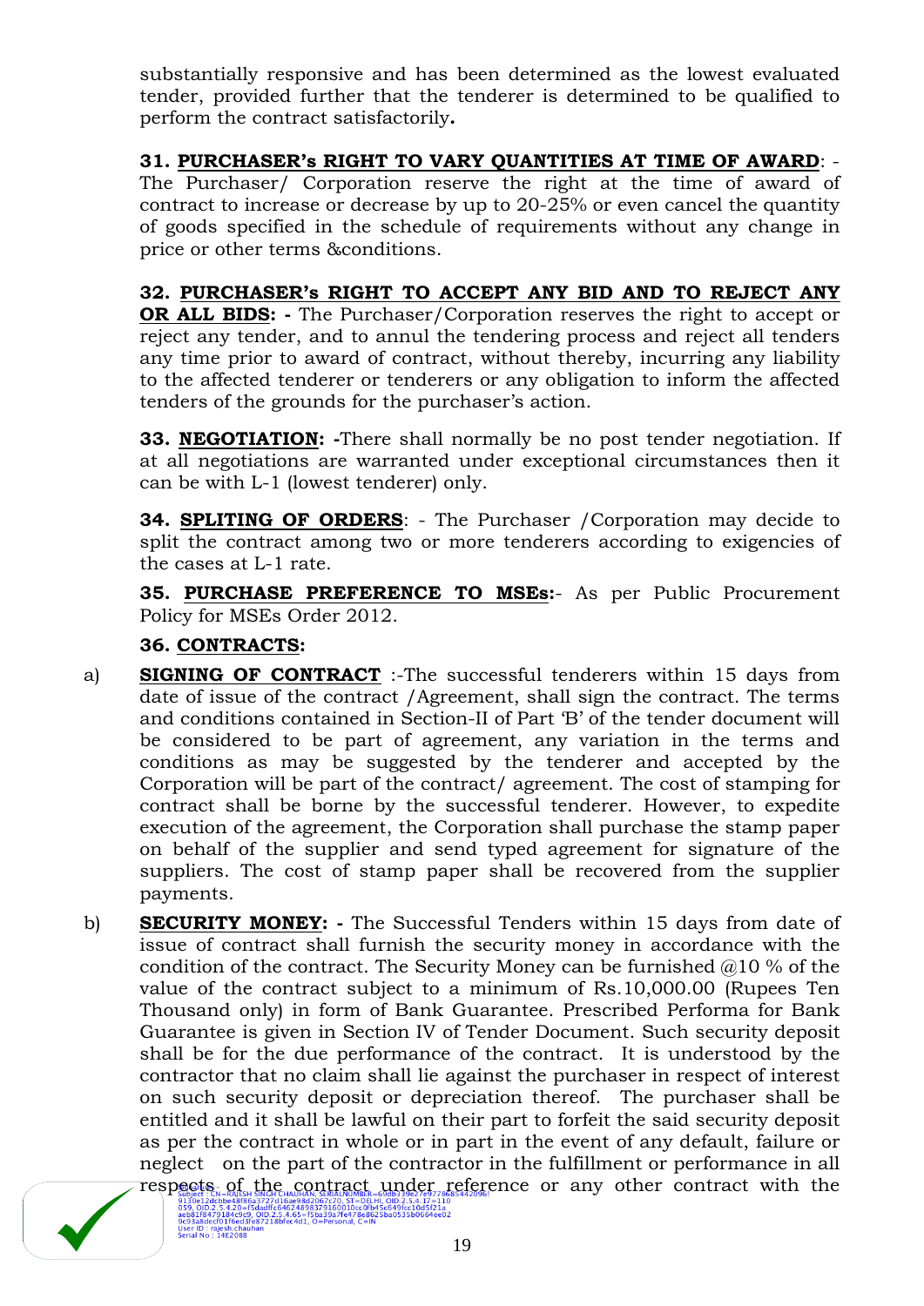substantially responsive and has been determined as the lowest evaluated tender, provided further that the tenderer is determined to be qualified to perform the contract satisfactorily**.**

**31. PURCHASER's RIGHT TO VARY QUANTITIES AT TIME OF AWARD**: - The Purchaser/ Corporation reserve the right at the time of award of contract to increase or decrease by up to 20-25% or even cancel the quantity of goods specified in the schedule of requirements without any change in price or other terms &conditions.

**32. PURCHASER's RIGHT TO ACCEPT ANY BID AND TO REJECT ANY OR ALL BIDS: -** The Purchaser/Corporation reserves the right to accept or reject any tender, and to annul the tendering process and reject all tenders any time prior to award of contract, without thereby, incurring any liability to the affected tenderer or tenderers or any obligation to inform the affected tenders of the grounds for the purchaser's action.

**33. NEGOTIATION: -**There shall normally be no post tender negotiation. If at all negotiations are warranted under exceptional circumstances then it can be with L-1 (lowest tenderer) only.

**34. SPLITING OF ORDERS**: - The Purchaser /Corporation may decide to split the contract among two or more tenderers according to exigencies of the cases at L-1 rate.

**35. PURCHASE PREFERENCE TO MSEs:**- As per Public Procurement Policy for MSEs Order 2012.

**36. CONTRACTS:**

a) **SIGNING OF CONTRACT** :-The successful tenderers within 15 days from date of issue of the contract /Agreement, shall sign the contract. The terms and conditions contained in Section-II of Part 'B' of the tender document will be considered to be part of agreement, any variation in the terms and conditions as may be suggested by the tenderer and accepted by the Corporation will be part of the contract/ agreement. The cost of stamping for contract shall be borne by the successful tenderer. However, to expedite execution of the agreement, the Corporation shall purchase the stamp paper on behalf of the supplier and send typed agreement for signature of the suppliers. The cost of stamp paper shall be recovered from the supplier payments.

b) **SECURITY MONEY: -** The Successful Tenders within 15 days from date of issue of contract shall furnish the security money in accordance with the condition of the contract. The Security Money can be furnished @10 % of the value of the contract subject to a minimum of Rs.10,000.00 (Rupees Ten Thousand only) in form of Bank Guarantee. Prescribed Performa for Bank Guarantee is given in Section IV of Tender Document. Such security deposit shall be for the due performance of the contract. It is understood by the contractor that no claim shall lie against the purchaser in respect of interest on such security deposit or depreciation thereof. The purchaser shall be entitled and it shall be lawful on their part to forfeit the said security deposit as per the contract in whole or in part in the event of any default, failure or neglect on the part of the contractor in the fulfillment or performance in all respects of the contract under reference or any other contract with the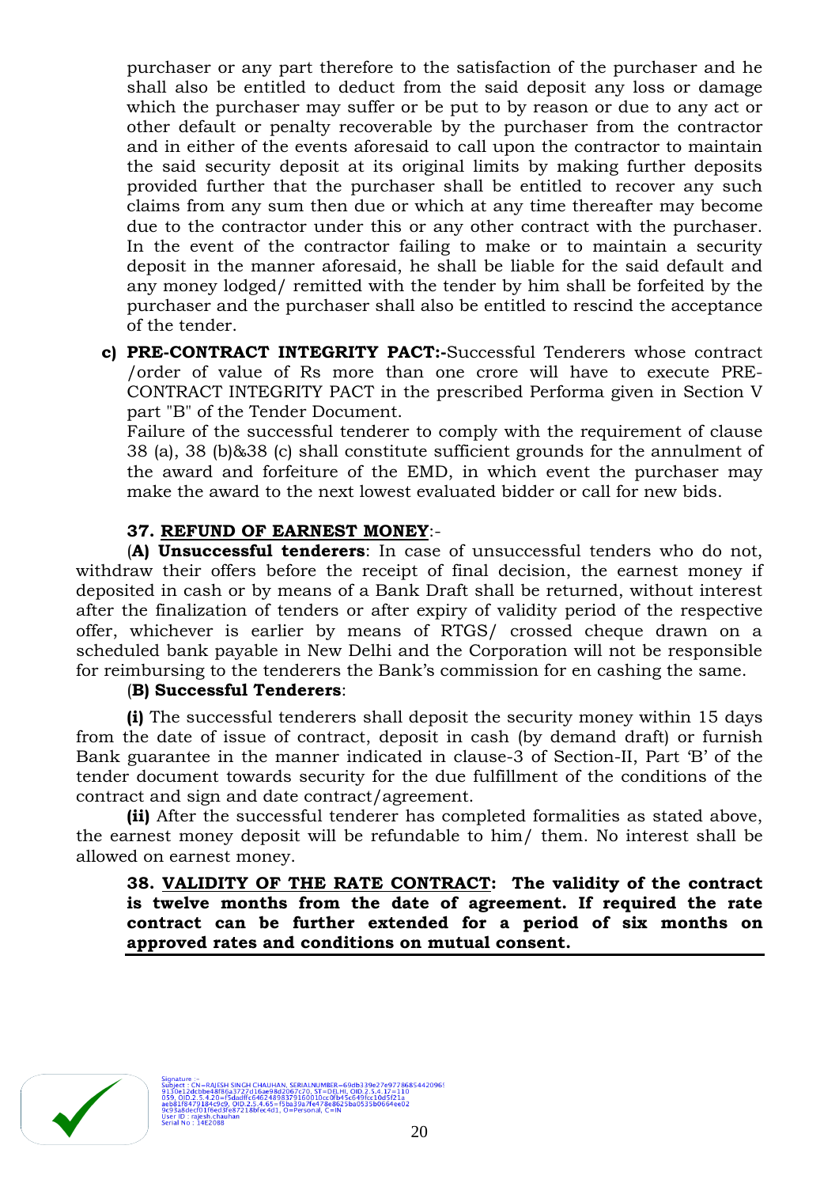purchaser or any part therefore to the satisfaction of the purchaser and he shall also be entitled to deduct from the said deposit any loss or damage which the purchaser may suffer or be put to by reason or due to any act or other default or penalty recoverable by the purchaser from the contractor and in either of the events aforesaid to call upon the contractor to maintain the said security deposit at its original limits by making further deposits provided further that the purchaser shall be entitled to recover any such claims from any sum then due or which at any time thereafter may become due to the contractor under this or any other contract with the purchaser. In the event of the contractor failing to make or to maintain a security deposit in the manner aforesaid, he shall be liable for the said default and any money lodged/ remitted with the tender by him shall be forfeited by the purchaser and the purchaser shall also be entitled to rescind the acceptance of the tender.

**c) PRE-CONTRACT INTEGRITY PACT:-**Successful Tenderers whose contract /order of value of Rs more than one crore will have to execute PRE-CONTRACT INTEGRITY PACT in the prescribed Performa given in Section V part "B" of the Tender Document.

Failure of the successful tenderer to comply with the requirement of clause 38 (a), 38 (b)&38 (c) shall constitute sufficient grounds for the annulment of the award and forfeiture of the EMD, in which event the purchaser may make the award to the next lowest evaluated bidder or call for new bids.

**37. REFUND OF EARNEST MONEY**:-

(**A) Unsuccessful tenderers**: In case of unsuccessful tenders who do not, withdraw their offers before the receipt of final decision, the earnest money if deposited in cash or by means of a Bank Draft shall be returned, without interest after the finalization of tenders or after expiry of validity period of the respective offer, whichever is earlier by means of RTGS/ crossed cheque drawn on a scheduled bank payable in New Delhi and the Corporation will not be responsible for reimbursing to the tenderers the Bank's commission for en cashing the same.

(**B) Successful Tenderers**:

**(i)** The successful tenderers shall deposit the security money within 15 days from the date of issue of contract, deposit in cash (by demand draft) or furnish Bank guarantee in the manner indicated in clause-3 of Section-II, Part 'B' of the tender document towards security for the due fulfillment of the conditions of the contract and sign and date contract/agreement.

**(ii)** After the successful tenderer has completed formalities as stated above, the earnest money deposit will be refundable to him/ them. No interest shall be allowed on earnest money.

**38. VALIDITY OF THE RATE CONTRACT: The validity of the contract is twelve months from the date of agreement. If required the rate contract can be further extended for a period of six months on approved rates and conditions on mutual consent.**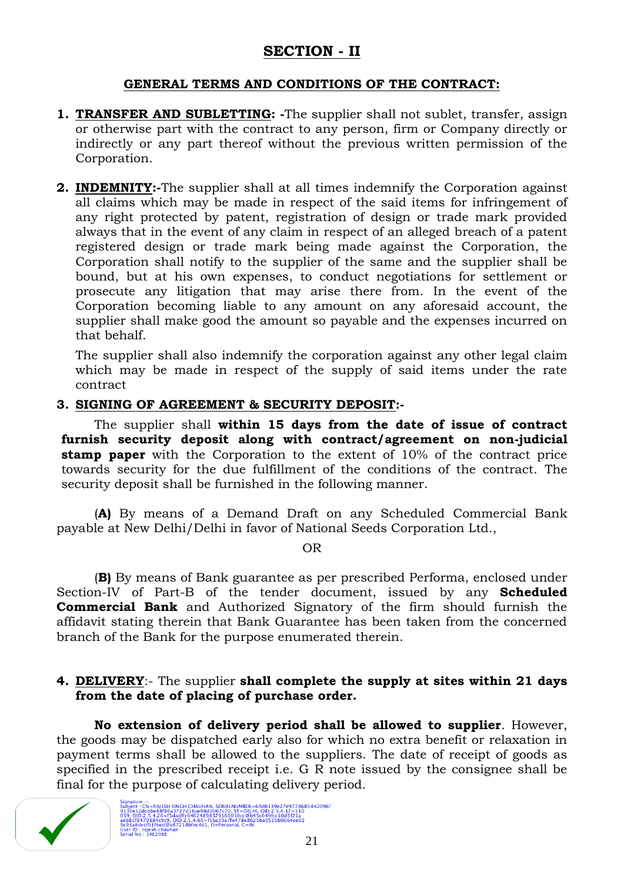# SECTION - II

## GENERAL TERMS AND CONDITIONS OF THE CONTRACT:

1. **TRANSFER AND SUBLETTING: -**The supplier shall not sublet, transfer, assign or otherwise part with the contract to any person, firm or Company directly or indirectly or any part thereof without the previous written permission of the Corporation.

2. **INDEMNITY:-**The supplier shall at all times indemnify the Corporation against all claims which may be made in respect of the said items for infringement of any right protected by patent, registration of design or trade mark provided always that in the event of any claim in respect of an alleged breach of a patent registered design or trade mark being made against the Corporation, the Corporation shall notify to the supplier of the same and the supplier shall be bound, but at his own expenses, to conduct negotiations for settlement or prosecute any litigation that may arise there from. In the event of the Corporation becoming liable to any amount on any aforesaid account, the supplier shall make good the amount so payable and the expenses incurred on that behalf.

   The supplier shall also indemnify the corporation against any other legal claim which may be made in respect of the supply of said items under the rate contract

3. **SIGNING OF AGREEMENT & SECURITY DEPOSIT:-**

   The supplier shall **within 15 days from the date of issue of contract furnish security deposit along with contract/agreement on non-judicial stamp paper** with the Corporation to the extent of 10% of the contract price towards security for the due fulfillment of the conditions of the contract. The security deposit shall be furnished in the following manner.

   (**A)** By means of a Demand Draft on any Scheduled Commercial Bank payable at New Delhi/Delhi in favor of National Seeds Corporation Ltd.,

   OR

   (**B)** By means of Bank guarantee as per prescribed Performa, enclosed under Section-IV of Part-B of the tender document, issued by any **Scheduled Commercial Bank** and Authorized Signatory of the firm should furnish the affidavit stating therein that Bank Guarantee has been taken from the concerned branch of the Bank for the purpose enumerated therein.

4. **DELIVERY**:- The supplier **shall complete the supply at sites within 21 days from the date of placing of purchase order.**

   **No extension of delivery period shall be allowed to supplier**. However, the goods may be dispatched early also for which no extra benefit or relaxation in payment terms shall be allowed to the suppliers. The date of receipt of goods as specified in the prescribed receipt i.e. G R note issued by the consignee shall be final for the purpose of calculating delivery period.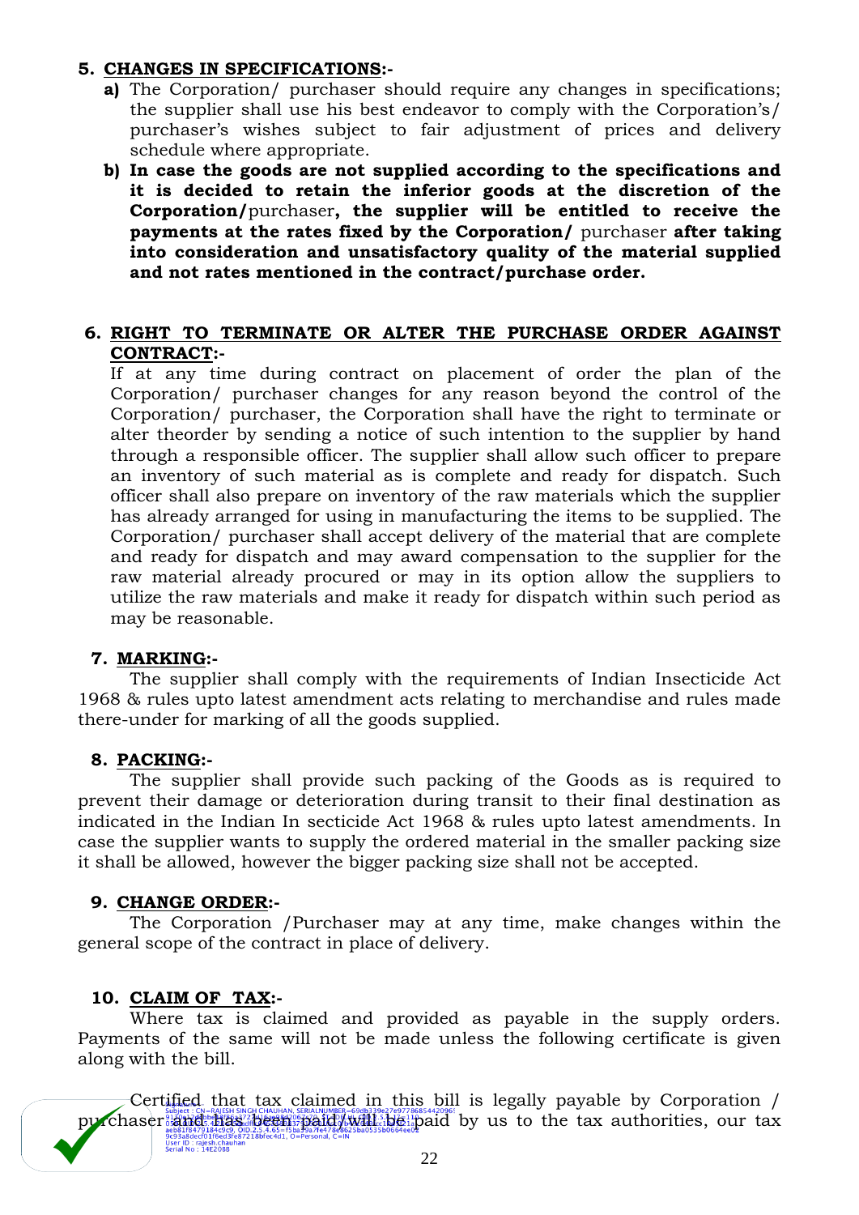## 5. CHANGES IN SPECIFICATIONS:-

**a)** The Corporation/ purchaser should require any changes in specifications; the supplier shall use his best endeavor to comply with the Corporation's/ purchaser's wishes subject to fair adjustment of prices and delivery schedule where appropriate.

**b) In case the goods are not supplied according to the specifications and it is decided to retain the inferior goods at the discretion of the Corporation/**purchaser**, the supplier will be entitled to receive the payments at the rates fixed by the Corporation/** purchaser **after taking into consideration and unsatisfactory quality of the material supplied and not rates mentioned in the contract/purchase order.**

## 6. RIGHT TO TERMINATE OR ALTER THE PURCHASE ORDER AGAINST CONTRACT:-

If at any time during contract on placement of order the plan of the Corporation/ purchaser changes for any reason beyond the control of the Corporation/ purchaser, the Corporation shall have the right to terminate or alter theorder by sending a notice of such intention to the supplier by hand through a responsible officer. The supplier shall allow such officer to prepare an inventory of such material as is complete and ready for dispatch. Such officer shall also prepare on inventory of the raw materials which the supplier has already arranged for using in manufacturing the items to be supplied. The Corporation/ purchaser shall accept delivery of the material that are complete and ready for dispatch and may award compensation to the supplier for the raw material already procured or may in its option allow the suppliers to utilize the raw materials and make it ready for dispatch within such period as may be reasonable.

## 7. MARKING:-

The supplier shall comply with the requirements of Indian Insecticide Act 1968 & rules upto latest amendment acts relating to merchandise and rules made there-under for marking of all the goods supplied.

## 8. PACKING:-

The supplier shall provide such packing of the Goods as is required to prevent their damage or deterioration during transit to their final destination as indicated in the Indian In secticide Act 1968 & rules upto latest amendments. In case the supplier wants to supply the ordered material in the smaller packing size it shall be allowed, however the bigger packing size shall not be accepted.

## 9. CHANGE ORDER:-

The Corporation /Purchaser may at any time, make changes within the general scope of the contract in place of delivery.

## 10. CLAIM OF TAX:-

Where tax is claimed and provided as payable in the supply orders. Payments of the same will not be made unless the following certificate is given along with the bill.

Certified that tax claimed in this bill is legally payable by Corporation / purchaser and has been paid/will be paid by us to the tax authorities, our tax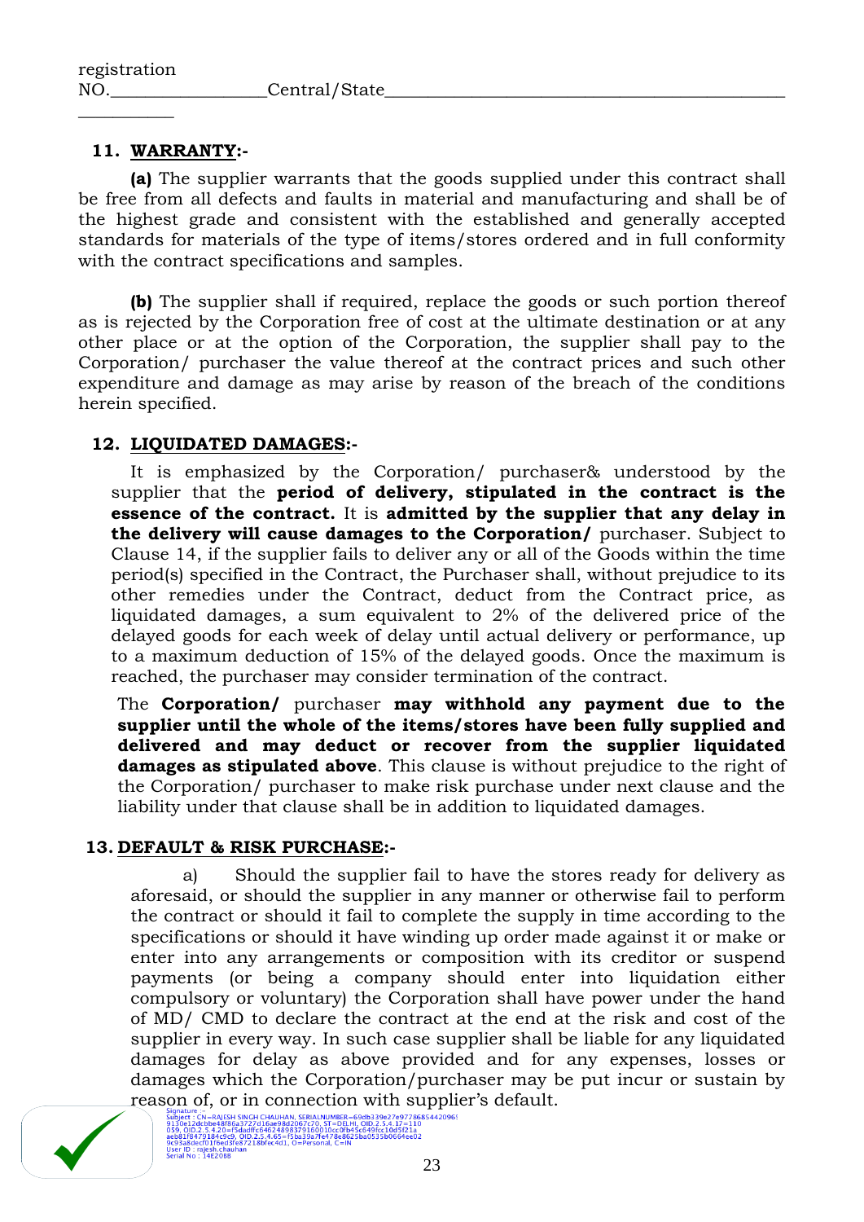registration NO.________________Central/State__________________________________________

___________

## 11. WARRANTY:-

**(a)** The supplier warrants that the goods supplied under this contract shall be free from all defects and faults in material and manufacturing and shall be of the highest grade and consistent with the established and generally accepted standards for materials of the type of items/stores ordered and in full conformity with the contract specifications and samples.

**(b)** The supplier shall if required, replace the goods or such portion thereof as is rejected by the Corporation free of cost at the ultimate destination or at any other place or at the option of the Corporation, the supplier shall pay to the Corporation/ purchaser the value thereof at the contract prices and such other expenditure and damage as may arise by reason of the breach of the conditions herein specified.

## 12. LIQUIDATED DAMAGES:-

It is emphasized by the Corporation/ purchaser& understood by the supplier that the **period of delivery, stipulated in the contract is the essence of the contract.** It is **admitted by the supplier that any delay in the delivery will cause damages to the Corporation/** purchaser. Subject to Clause 14, if the supplier fails to deliver any or all of the Goods within the time period(s) specified in the Contract, the Purchaser shall, without prejudice to its other remedies under the Contract, deduct from the Contract price, as liquidated damages, a sum equivalent to 2% of the delivered price of the delayed goods for each week of delay until actual delivery or performance, up to a maximum deduction of 15% of the delayed goods. Once the maximum is reached, the purchaser may consider termination of the contract.

The **Corporation/** purchaser **may withhold any payment due to the supplier until the whole of the items/stores have been fully supplied and delivered and may deduct or recover from the supplier liquidated damages as stipulated above**. This clause is without prejudice to the right of the Corporation/ purchaser to make risk purchase under next clause and the liability under that clause shall be in addition to liquidated damages.

## 13. DEFAULT & RISK PURCHASE:-

a) Should the supplier fail to have the stores ready for delivery as aforesaid, or should the supplier in any manner or otherwise fail to perform the contract or should it fail to complete the supply in time according to the specifications or should it have winding up order made against it or make or enter into any arrangements or composition with its creditor or suspend payments (or being a company should enter into liquidation either compulsory or voluntary) the Corporation shall have power under the hand of MD/ CMD to declare the contract at the end at the risk and cost of the supplier in every way. In such case supplier shall be liable for any liquidated damages for delay as above provided and for any expenses, losses or damages which the Corporation/purchaser may be put incur or sustain by reason of, or in connection with supplier's default.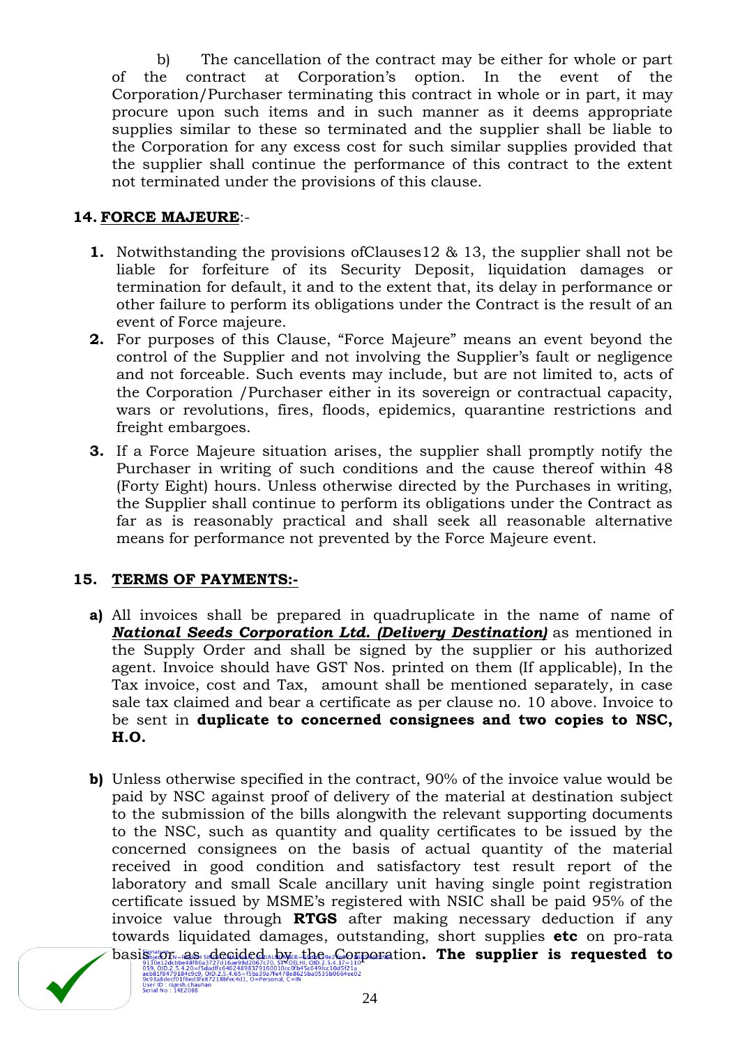b) The cancellation of the contract may be either for whole or part of the contract at Corporation's option. In the event of the Corporation/Purchaser terminating this contract in whole or in part, it may procure upon such items and in such manner as it deems appropriate supplies similar to these so terminated and the supplier shall be liable to the Corporation for any excess cost for such similar supplies provided that the supplier shall continue the performance of this contract to the extent not terminated under the provisions of this clause.

**14. FORCE MAJEURE**:-

1. Notwithstanding the provisions ofClauses12 & 13, the supplier shall not be liable for forfeiture of its Security Deposit, liquidation damages or termination for default, it and to the extent that, its delay in performance or other failure to perform its obligations under the Contract is the result of an event of Force majeure.
2. For purposes of this Clause, "Force Majeure" means an event beyond the control of the Supplier and not involving the Supplier's fault or negligence and not forceable. Such events may include, but are not limited to, acts of the Corporation /Purchaser either in its sovereign or contractual capacity, wars or revolutions, fires, floods, epidemics, quarantine restrictions and freight embargoes.
3. If a Force Majeure situation arises, the supplier shall promptly notify the Purchaser in writing of such conditions and the cause thereof within 48 (Forty Eight) hours. Unless otherwise directed by the Purchases in writing, the Supplier shall continue to perform its obligations under the Contract as far as is reasonably practical and shall seek all reasonable alternative means for performance not prevented by the Force Majeure event.

**15. TERMS OF PAYMENTS:-**

**a)** All invoices shall be prepared in quadruplicate in the name of name of ***National Seeds Corporation Ltd. (Delivery Destination)*** as mentioned in the Supply Order and shall be signed by the supplier or his authorized agent. Invoice should have GST Nos. printed on them (If applicable), In the Tax invoice, cost and Tax, amount shall be mentioned separately, in case sale tax claimed and bear a certificate as per clause no. 10 above. Invoice to be sent in **duplicate to concerned consignees and two copies to NSC, H.O.**

**b)** Unless otherwise specified in the contract, 90% of the invoice value would be paid by NSC against proof of delivery of the material at destination subject to the submission of the bills alongwith the relevant supporting documents to the NSC, such as quantity and quality certificates to be issued by the concerned consignees on the basis of actual quantity of the material received in good condition and satisfactory test result report of the laboratory and small Scale ancillary unit having single point registration certificate issued by MSME's registered with NSIC shall be paid 95% of the invoice value through **RTGS** after making necessary deduction if any towards liquidated damages, outstanding, short supplies **etc** on pro-rata basis or as decided by the Corporation**. The supplier is requested to**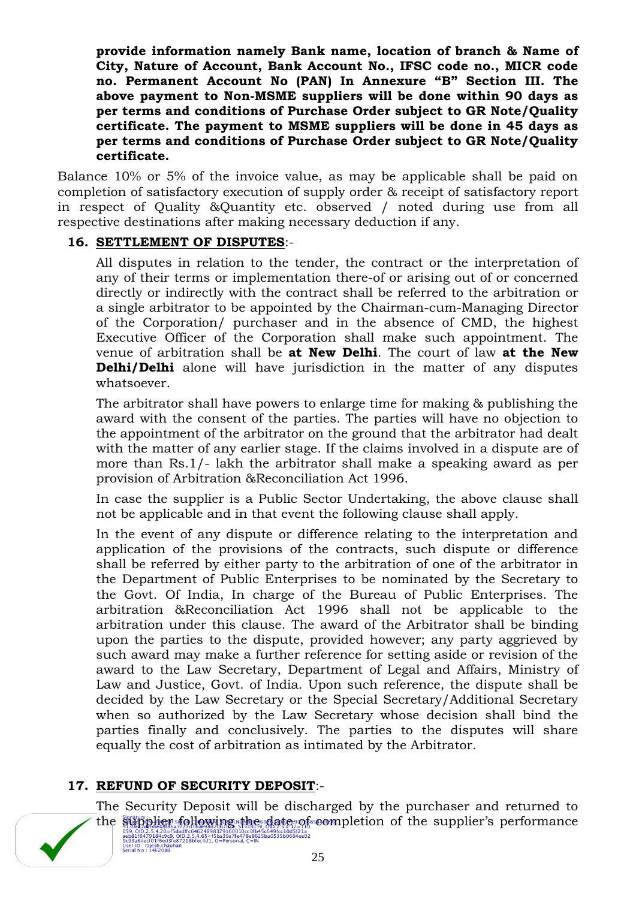**provide information namely Bank name, location of branch & Name of City, Nature of Account, Bank Account No., IFSC code no., MICR code no. Permanent Account No (PAN) In Annexure "B" Section III. The above payment to Non-MSME suppliers will be done within 90 days as per terms and conditions of Purchase Order subject to GR Note/Quality certificate. The payment to MSME suppliers will be done in 45 days as per terms and conditions of Purchase Order subject to GR Note/Quality certificate.**

Balance 10% or 5% of the invoice value, as may be applicable shall be paid on completion of satisfactory execution of supply order & receipt of satisfactory report in respect of Quality &Quantity etc. observed / noted during use from all respective destinations after making necessary deduction if any.

## 16. SETTLEMENT OF DISPUTES:-

All disputes in relation to the tender, the contract or the interpretation of any of their terms or implementation there-of or arising out of or concerned directly or indirectly with the contract shall be referred to the arbitration or a single arbitrator to be appointed by the Chairman-cum-Managing Director of the Corporation/ purchaser and in the absence of CMD, the highest Executive Officer of the Corporation shall make such appointment. The venue of arbitration shall be **at New Delhi**. The court of law **at the New Delhi/Delhi** alone will have jurisdiction in the matter of any disputes whatsoever.

The arbitrator shall have powers to enlarge time for making & publishing the award with the consent of the parties. The parties will have no objection to the appointment of the arbitrator on the ground that the arbitrator had dealt with the matter of any earlier stage. If the claims involved in a dispute are of more than Rs.1/- lakh the arbitrator shall make a speaking award as per provision of Arbitration &Reconciliation Act 1996.

In case the supplier is a Public Sector Undertaking, the above clause shall not be applicable and in that event the following clause shall apply.

In the event of any dispute or difference relating to the interpretation and application of the provisions of the contracts, such dispute or difference shall be referred by either party to the arbitration of one of the arbitrator in the Department of Public Enterprises to be nominated by the Secretary to the Govt. Of India, In charge of the Bureau of Public Enterprises. The arbitration &Reconciliation Act 1996 shall not be applicable to the arbitration under this clause. The award of the Arbitrator shall be binding upon the parties to the dispute, provided however; any party aggrieved by such award may make a further reference for setting aside or revision of the award to the Law Secretary, Department of Legal and Affairs, Ministry of Law and Justice, Govt. of India. Upon such reference, the dispute shall be decided by the Law Secretary or the Special Secretary/Additional Secretary when so authorized by the Law Secretary whose decision shall bind the parties finally and conclusively. The parties to the disputes will share equally the cost of arbitration as intimated by the Arbitrator.

## 17. REFUND OF SECURITY DEPOSIT:-

The Security Deposit will be discharged by the purchaser and returned to the supplier following the date of completion of the supplier's performance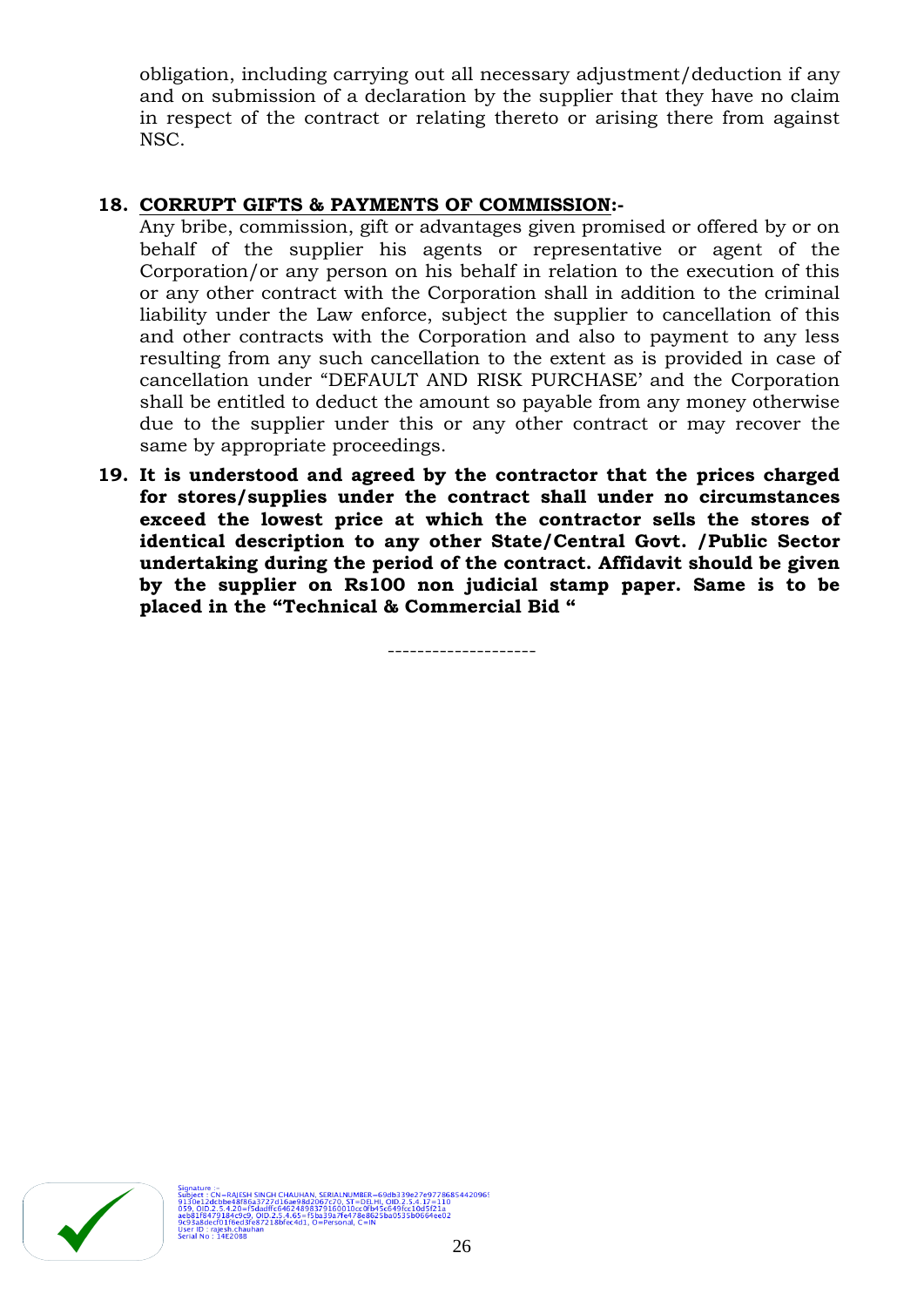obligation, including carrying out all necessary adjustment/deduction if any and on submission of a declaration by the supplier that they have no claim in respect of the contract or relating thereto or arising there from against NSC.

**18. <u>CORRUPT GIFTS & PAYMENTS OF COMMISSION</u>:-**

Any bribe, commission, gift or advantages given promised or offered by or on behalf of the supplier his agents or representative or agent of the Corporation/or any person on his behalf in relation to the execution of this or any other contract with the Corporation shall in addition to the criminal liability under the Law enforce, subject the supplier to cancellation of this and other contracts with the Corporation and also to payment to any less resulting from any such cancellation to the extent as is provided in case of cancellation under "DEFAULT AND RISK PURCHASE' and the Corporation shall be entitled to deduct the amount so payable from any money otherwise due to the supplier under this or any other contract or may recover the same by appropriate proceedings.

**19. It is understood and agreed by the contractor that the prices charged for stores/supplies under the contract shall under no circumstances exceed the lowest price at which the contractor sells the stores of identical description to any other State/Central Govt. /Public Sector undertaking during the period of the contract. Affidavit should be given by the supplier on Rs100 non judicial stamp paper. Same is to be placed in the "Technical & Commercial Bid "**

--------------------

Signature :-
Subject : CN=RAJESH SINGH CHAUHAN, SERIALNUMBER=69db339e27e97786854420969130e12dcbbe48f86a3727d16ae98d2067c70, ST=DELHI, OID.2.5.4.17=110059, OID.2.5.4.20=f5dadffc6462489837916001 0cc0fb45c649fcc10d5f21aaeb81f8479184c9c9, OID.2.5.4.65=f5ba39a7fe478e8625ba0535b0664ee029c93a8decf01f6ed3fe87218bfec4d1, O=Personal, C=IN
User ID : rajesh.chauhan
Serial No : 14E2088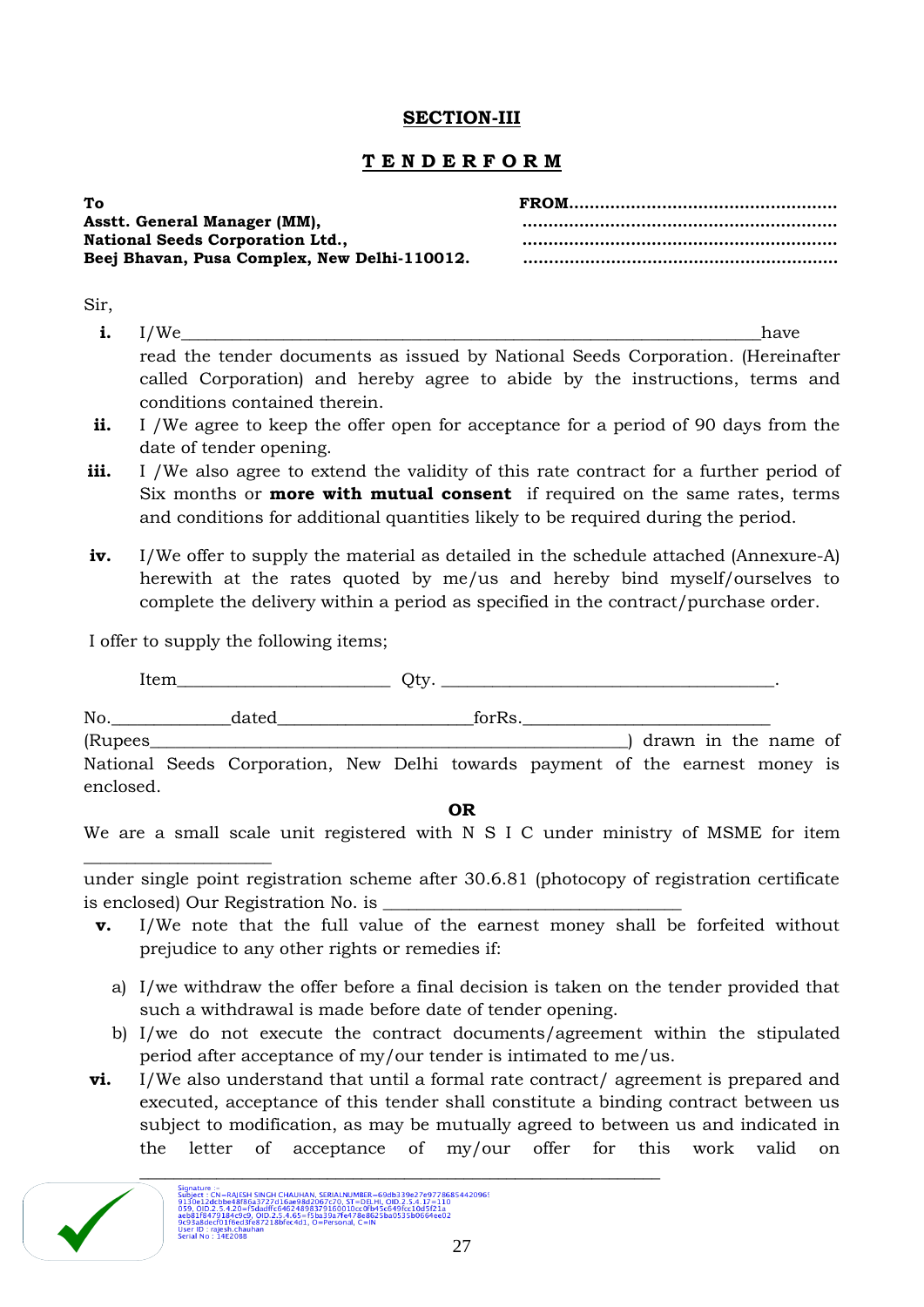## SECTION-III

## T E N D E R F O R M

**To**
**Asstt. General Manager (MM),**
**National Seeds Corporation Ltd.,**
**Beej Bhavan, Pusa Complex, New Delhi-110012.**

**FROM...................................................**
**............................................................**
**............................................................**
**............................................................**

Sir,

**i.** I/We_________________________________________________________________have read the tender documents as issued by National Seeds Corporation. (Hereinafter called Corporation) and hereby agree to abide by the instructions, terms and conditions contained therein.

**ii.** I /We agree to keep the offer open for acceptance for a period of 90 days from the date of tender opening.

**iii.** I /We also agree to extend the validity of this rate contract for a further period of Six months or **more with mutual consent** if required on the same rates, terms and conditions for additional quantities likely to be required during the period.

**iv.** I/We offer to supply the material as detailed in the schedule attached (Annexure-A) herewith at the rates quoted by me/us and hereby bind myself/ourselves to complete the delivery within a period as specified in the contract/purchase order.

I offer to supply the following items;

Item________________________ Qty. _____________________________________.

No._____________dated_____________________forRs.___________________________ (Rupees_____________________________________________________) drawn in the name of National Seeds Corporation, New Delhi towards payment of the earnest money is enclosed.

**OR**

We are a small scale unit registered with N S I C under ministry of MSME for item ____________________ under single point registration scheme after 30.6.81 (photocopy of registration certificate is enclosed) Our Registration No. is _________________________________

**v.** I/We note that the full value of the earnest money shall be forfeited without prejudice to any other rights or remedies if:

a) I/we withdraw the offer before a final decision is taken on the tender provided that such a withdrawal is made before date of tender opening.

b) I/we do not execute the contract documents/agreement within the stipulated period after acceptance of my/our tender is intimated to me/us.

**vi.** I/We also understand that until a formal rate contract/ agreement is prepared and executed, acceptance of this tender shall constitute a binding contract between us subject to modification, as may be mutually agreed to between us and indicated in the letter of acceptance of my/our offer for this work valid on ___________________________________________________________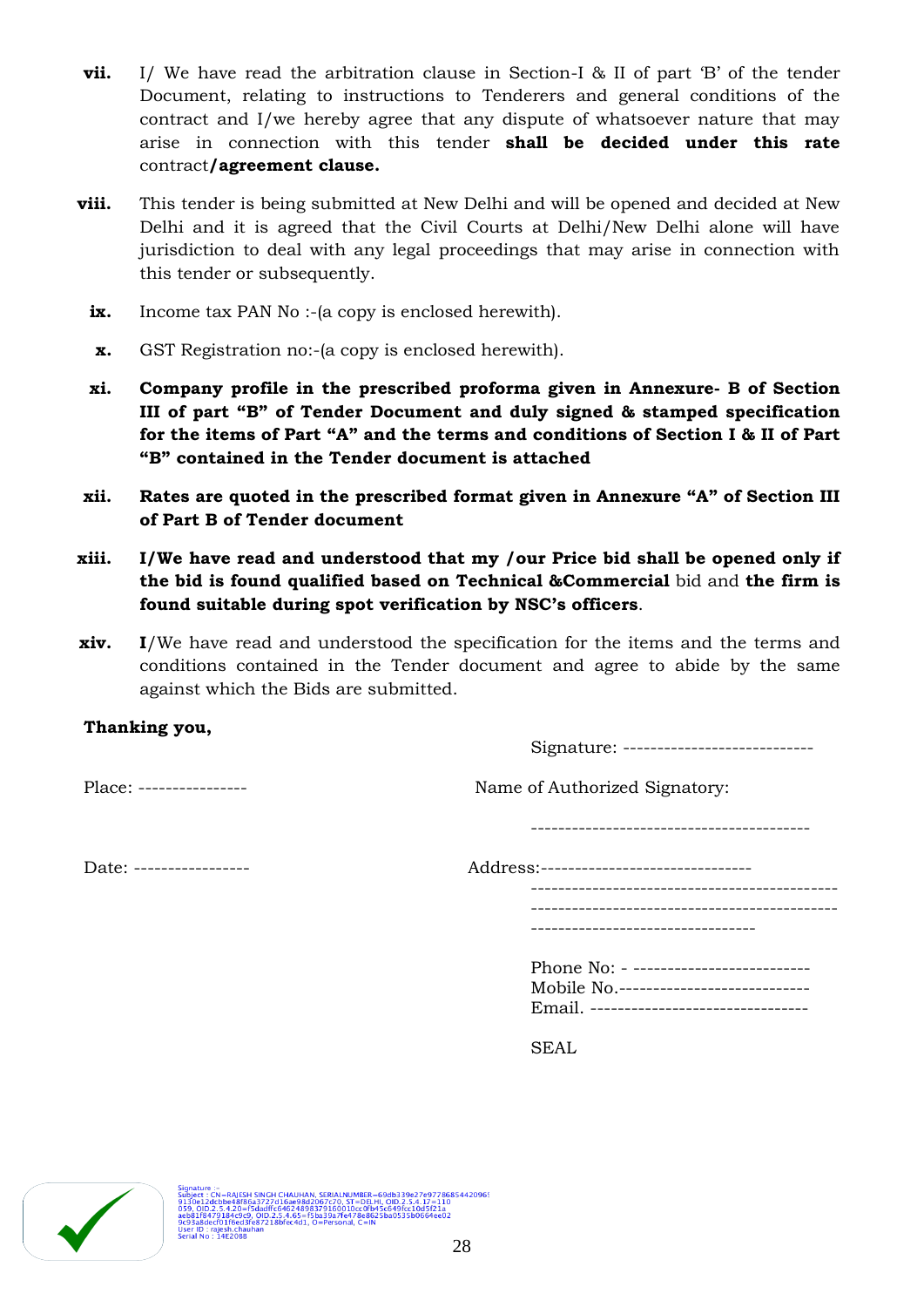**vii.** I/ We have read the arbitration clause in Section-I & II of part 'B' of the tender Document, relating to instructions to Tenderers and general conditions of the contract and I/we hereby agree that any dispute of whatsoever nature that may arise in connection with this tender **shall be decided under this rate** contract**/agreement clause.**

**viii.** This tender is being submitted at New Delhi and will be opened and decided at New Delhi and it is agreed that the Civil Courts at Delhi/New Delhi alone will have jurisdiction to deal with any legal proceedings that may arise in connection with this tender or subsequently.

**ix.** Income tax PAN No :-(a copy is enclosed herewith).

**x.** GST Registration no:-(a copy is enclosed herewith).

**xi.** **Company profile in the prescribed proforma given in Annexure- B of Section III of part "B" of Tender Document and duly signed & stamped specification for the items of Part "A" and the terms and conditions of Section I & II of Part "B" contained in the Tender document is attached**

**xii.** **Rates are quoted in the prescribed format given in Annexure "A" of Section III of Part B of Tender document**

**xiii.** **I/We have read and understood that my /our Price bid shall be opened only if the bid is found qualified based on Technical &Commercial** bid and **the firm is found suitable during spot verification by NSC's officers**.

**xiv.** **I**/We have read and understood the specification for the items and the terms and conditions contained in the Tender document and agree to abide by the same against which the Bids are submitted.

**Thanking you,**

Signature: ----------------------------

Place: ----------------

Name of Authorized Signatory:

-----------------------------------------

Date: -----------------

Address:-------------------------------
---------------------------------------------
---------------------------------------------
---------------------------------

Phone No: - --------------------------
Mobile No.----------------------------
Email. --------------------------------

SEAL

Signature :-
Subject : CN=RAJESH SINGH CHAUHAN, SERIALNUMBER=69db339e27e97786854420969130e12dcbbe48f86a3727d16ae98d2067c70, ST=DELHI, OID.2.5.4.17=110059, OID.2.5.4.20=f5dadffc6462489837916001 0cc0fb45c649fcc10d5f21aaeb81f8479184c9c9, OID.2.5.4.65=f5ba39a7fe478e8625ba0535b0664ee029c93a8decf01f6ed3fe87218bfec4d1, O=Personal, C=IN
User ID : rajesh.chauhan
Serial No : 14E2088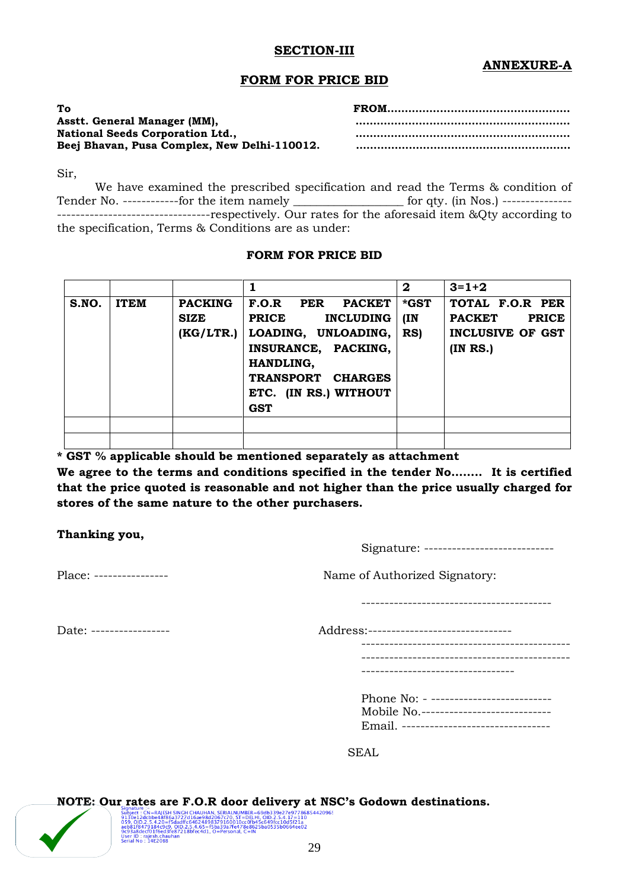## SECTION-III

**ANNEXURE-A**

## FORM FOR PRICE BID

**To**
**Asstt. General Manager (MM),**
**National Seeds Corporation Ltd.,**
**Beej Bhavan, Pusa Complex, New Delhi-110012.**

**FROM..................................................**
**............................................................**
**............................................................**
**............................................................**

Sir,

We have examined the prescribed specification and read the Terms & condition of Tender No. ------------for the item namely __________________ for qty. (in Nos.) -------------- ---------------------------------respectively. Our rates for the aforesaid item &Qty according to the specification, Terms & Conditions are as under:

**FORM FOR PRICE BID**

| | | | 1 | 2 | 3=1+2 |
|---|---|---|---|---|---|
| **S.NO.** | **ITEM** | **PACKING SIZE (KG/LTR.)** | **F.O.R PER PACKET PRICE INCLUDING LOADING, UNLOADING, INSURANCE, PACKING, HANDLING, TRANSPORT CHARGES ETC. (IN RS.) WITHOUT GST** | **\*GST (IN RS)** | **TOTAL F.O.R PER PACKET PRICE INCLUSIVE OF GST (IN RS.)** |
| | | | | | |
| | | | | | |

**\* GST % applicable should be mentioned separately as attachment**

**We agree to the terms and conditions specified in the tender No........ It is certified that the price quoted is reasonable and not higher than the price usually charged for stores of the same nature to the other purchasers.**

**Thanking you,**

Signature: ---------------------------

Place: ---------------- Name of Authorized Signatory:

----------------------------------------

Date: ---------------- Address:-------------------------------
---------------------------------------------
---------------------------------------------
---------------------------------

Phone No: - --------------------------
Mobile No.----------------------------
Email. --------------------------------

SEAL

**NOTE: Our rates are F.O.R door delivery at NSC's Godown destinations.**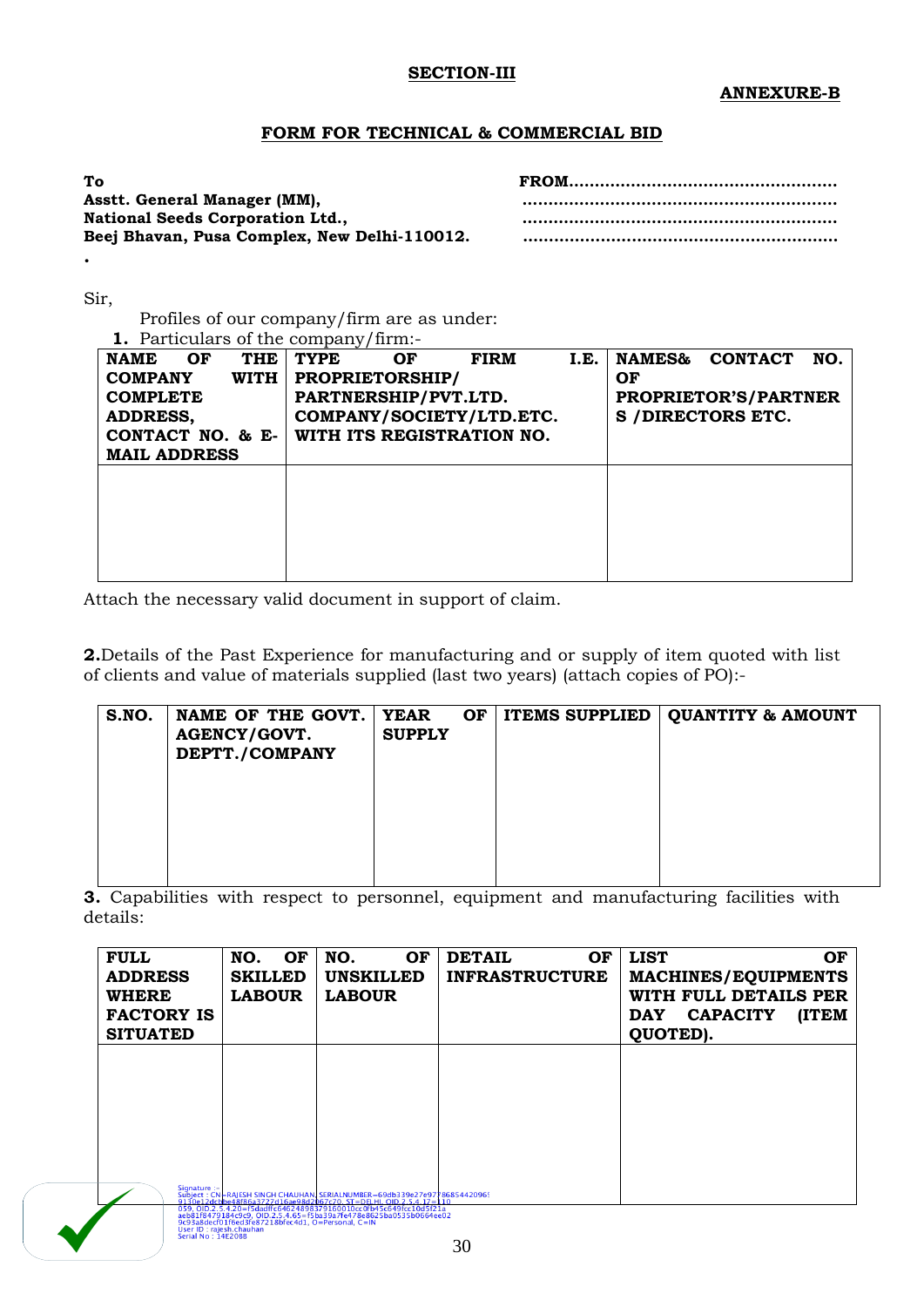**SECTION-III**

**ANNEXURE-B**

**FORM FOR TECHNICAL & COMMERCIAL BID**

**To**
**Asstt. General Manager (MM),**
**National Seeds Corporation Ltd.,**
**Beej Bhavan, Pusa Complex, New Delhi-110012.**
.

**FROM....................................................**
**..........................................................**
**..........................................................**
**..........................................................**

Sir,

Profiles of our company/firm are as under:

**1.** Particulars of the company/firm:-

| NAME OF THE COMPANY WITH COMPLETE ADDRESS, CONTACT NO. & E-MAIL ADDRESS | TYPE OF FIRM I.E. PROPRIETORSHIP/ PARTNERSHIP/PVT.LTD. COMPANY/SOCIETY/LTD.ETC. WITH ITS REGISTRATION NO. | NAMES& CONTACT NO. OF PROPRIETOR'S/PARTNERS /DIRECTORS ETC. |
|---|---|---|
| | | |

Attach the necessary valid document in support of claim.

**2.**Details of the Past Experience for manufacturing and or supply of item quoted with list of clients and value of materials supplied (last two years) (attach copies of PO):-

| S.NO. | NAME OF THE GOVT. AGENCY/GOVT. DEPTT./COMPANY | YEAR OF SUPPLY | ITEMS SUPPLIED | QUANTITY & AMOUNT |
|---|---|---|---|---|
| | | | | |

**3.** Capabilities with respect to personnel, equipment and manufacturing facilities with details:

| FULL ADDRESS WHERE FACTORY IS SITUATED | NO. OF SKILLED LABOUR | NO. OF UNSKILLED LABOUR | DETAIL OF INFRASTRUCTURE | LIST OF MACHINES/EQUIPMENTS WITH FULL DETAILS PER DAY CAPACITY (ITEM QUOTED). |
|---|---|---|---|---|
| | | | | |

Signature :-
Subject : CN=RAJESH SINGH CHAUHAN, SERIALNUMBER=69db339e27e97786854420969130e12dcbbe48f86a3727d16ae98d2b67c70, ST=DELHI, OID.2.5.4.17=110059, OID.2.5.4.20=f5dadffc6462489837916001 0cc0fb45c849fcc10d5f21aaeb81f8479184c9c9, OID.2.5.4.65=f5ba39a7fe478e8625ba0535b0664ee029c93a8decf01f6ed3fe87218bfec4d1, O=Personal, C=IN
User ID : rajesh.chauhan
Serial No : 14E2088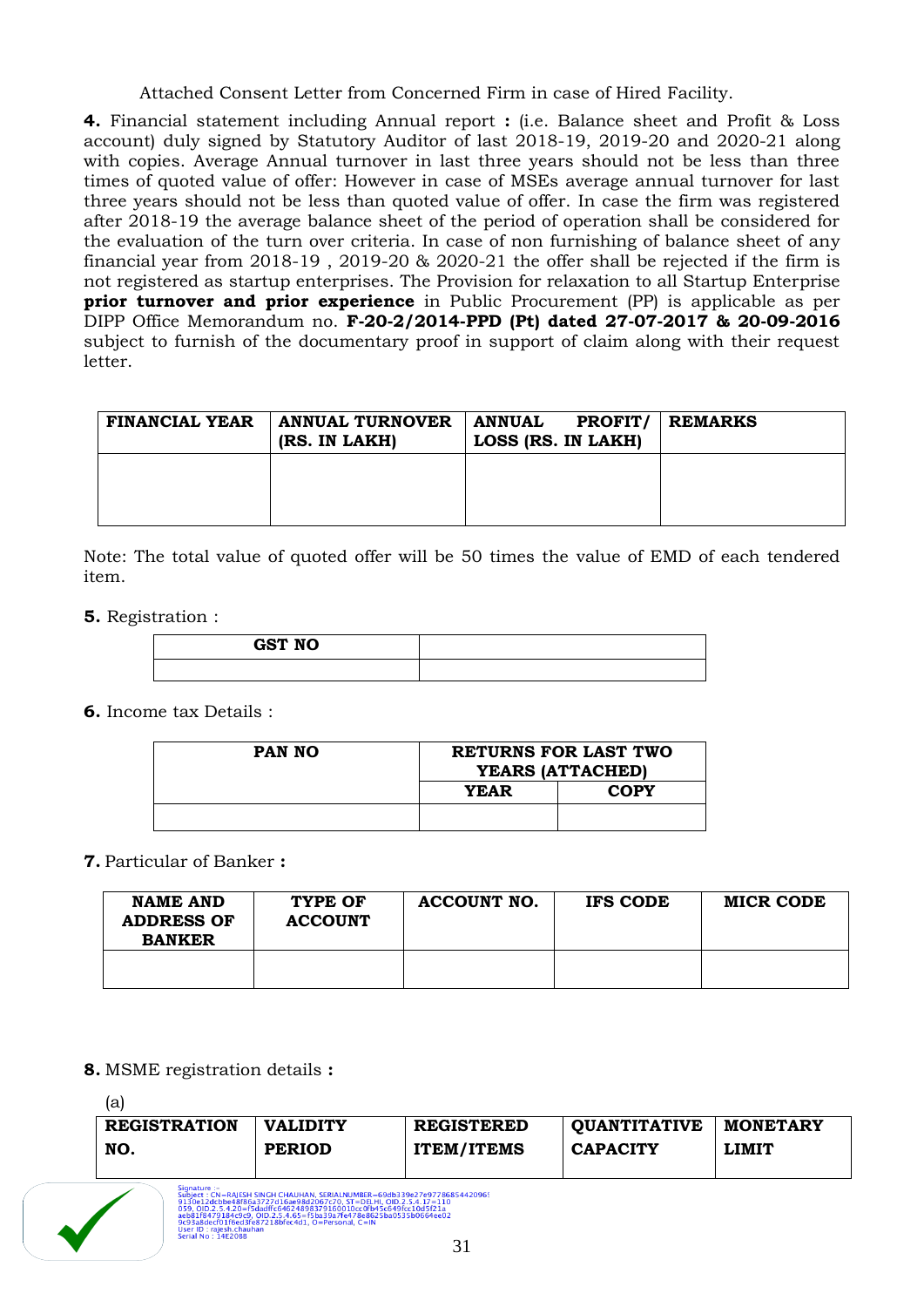Attached Consent Letter from Concerned Firm in case of Hired Facility.

**4.** Financial statement including Annual report **:** (i.e. Balance sheet and Profit & Loss account) duly signed by Statutory Auditor of last 2018-19, 2019-20 and 2020-21 along with copies. Average Annual turnover in last three years should not be less than three times of quoted value of offer: However in case of MSEs average annual turnover for last three years should not be less than quoted value of offer. In case the firm was registered after 2018-19 the average balance sheet of the period of operation shall be considered for the evaluation of the turn over criteria. In case of non furnishing of balance sheet of any financial year from 2018-19 , 2019-20 & 2020-21 the offer shall be rejected if the firm is not registered as startup enterprises. The Provision for relaxation to all Startup Enterprise **prior turnover and prior experience** in Public Procurement (PP) is applicable as per DIPP Office Memorandum no. **F-20-2/2014-PPD (Pt) dated 27-07-2017 & 20-09-2016** subject to furnish of the documentary proof in support of claim along with their request letter.

| FINANCIAL YEAR | ANNUAL TURNOVER (RS. IN LAKH) | ANNUAL PROFIT/ LOSS (RS. IN LAKH) | REMARKS |
|---|---|---|---|
| | | | |

Note: The total value of quoted offer will be 50 times the value of EMD of each tendered item.

**5.** Registration :

| GST NO | |
|---|---|
| | |

**6.** Income tax Details :

| PAN NO | RETURNS FOR LAST TWO YEARS (ATTACHED) | |
|---|---|---|
| | YEAR | COPY |
| | | |

**7.** Particular of Banker **:**

| NAME AND ADDRESS OF BANKER | TYPE OF ACCOUNT | ACCOUNT NO. | IFS CODE | MICR CODE |
|---|---|---|---|---|
| | | | | |

**8.** MSME registration details **:**

(a)

| REGISTRATION NO. | VALIDITY PERIOD | REGISTERED ITEM/ITEMS | QUANTITATIVE CAPACITY | MONETARY LIMIT |
|---|---|---|---|---|

Signature :-
Subject : CN=RAJESH SINGH CHAUHAN, SERIALNUMBER=69db339e27e97786854420969130e12dcbbe48f86a3727d16ae98d2067c70, ST=DELHI, OID.2.5.4.17=110059, OID.2.5.4.20=f5dadffc6462489837916001 0cc0fb45c649fcc10d5f21aaeb81f8479184c9c9, OID.2.5.4.65=f5ba39a7fe478e8625ba0535b0664ee029c93a8decf01f6ed3fe87218bfec4d1, O=Personal, C=IN
User ID : rajesh.chauhan
Serial No : 14E2088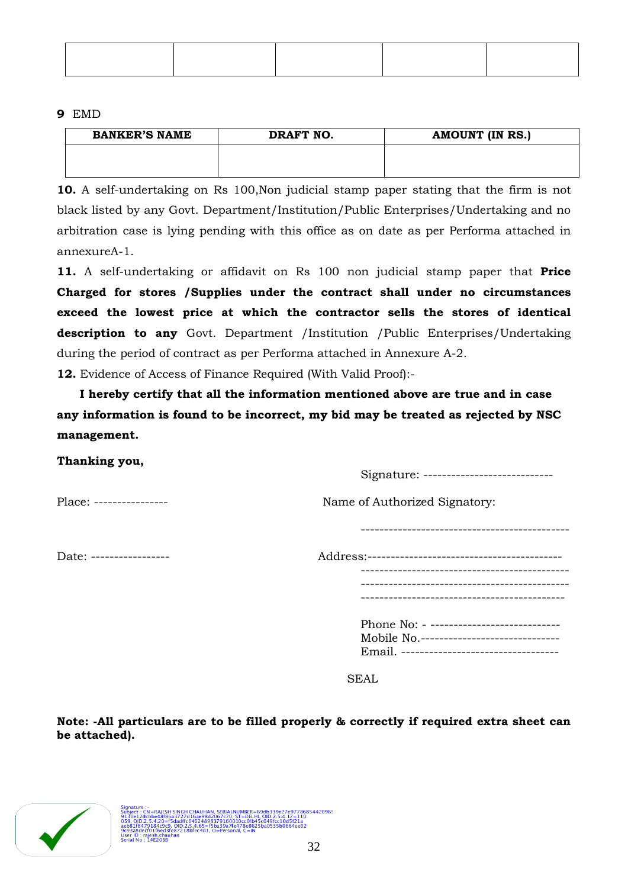| | | | | |
|---|---|---|---|---|
| | | | | |

**9** EMD

| BANKER'S NAME | DRAFT NO. | AMOUNT (IN RS.) |
|---|---|---|
| | | |

**10.** A self-undertaking on Rs 100,Non judicial stamp paper stating that the firm is not black listed by any Govt. Department/Institution/Public Enterprises/Undertaking and no arbitration case is lying pending with this office as on date as per Performa attached in annexureA-1.

**11.** A self-undertaking or affidavit on Rs 100 non judicial stamp paper that **Price Charged for stores /Supplies under the contract shall under no circumstances exceed the lowest price at which the contractor sells the stores of identical description to any** Govt. Department /Institution /Public Enterprises/Undertaking during the period of contract as per Performa attached in Annexure A-2.

**12.** Evidence of Access of Finance Required (With Valid Proof):-

**I hereby certify that all the information mentioned above are true and in case any information is found to be incorrect, my bid may be treated as rejected by NSC management.**

**Thanking you,**

Signature: ----------------------------

Place: ----------------

Name of Authorized Signatory:

--------------------------------------------

Date: -----------------

Address:------------------------------------------

--------------------------------------------

--------------------------------------------

-------------------------------------------

Phone No: - ----------------------------

Mobile No.------------------------------

Email. ----------------------------------

SEAL

**Note: -All particulars are to be filled properly & correctly if required extra sheet can be attached).**

Signature :-
Subject : CN=RAJESH SINGH CHAUHAN, SERIALNUMBER=69db339e27e97786854420969130e12dcbbe48f86a3727d16ae98d2067c70, ST=DELHI, OID.2.5.4.17=110059, OID.2.5.4.20=f5dadffc6462489837916001 0cc0fb45c649fcc10d5f21aaeb81f8479184c9c9, OID.2.5.4.65=f5ba39a7fe478e8625ba0535b0664ee029c93a8decf01f6ed3fe87218bfec4d1, O=Personal, C=IN
User ID : rajesh.chauhan
Serial No : 14E2088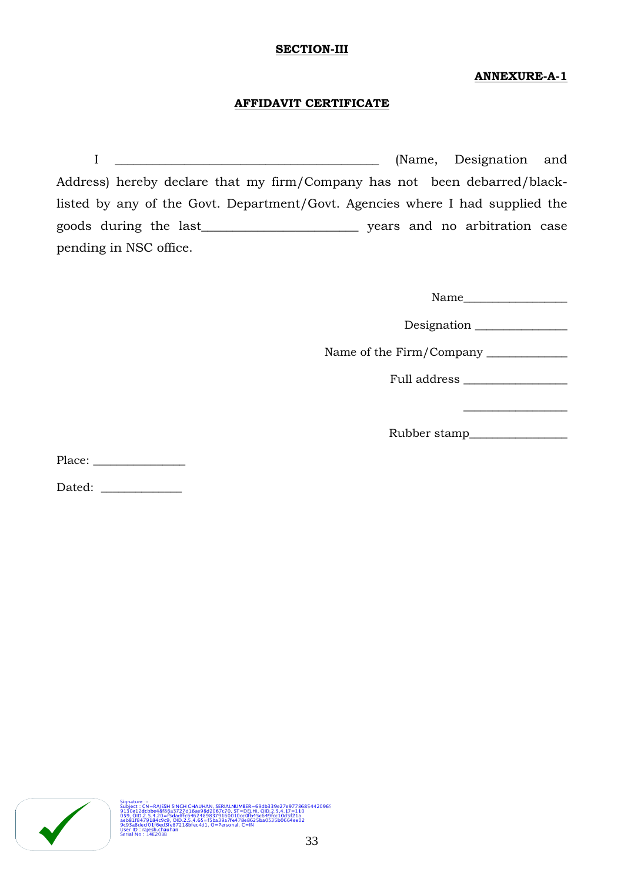**SECTION-III**

**ANNEXURE-A-1**

**AFFIDAVIT CERTIFICATE**

I ________________________________________ (Name, Designation and Address) hereby declare that my firm/Company has not been debarred/black-listed by any of the Govt. Department/Govt. Agencies where I had supplied the goods during the last________________________ years and no arbitration case pending in NSC office.

Name________________

Designation _______________

Name of the Firm/Company _____________

Full address _________________

_________________

Rubber stamp________________

Place: _______________

Dated: _____________

Signature :-
Subject : CN=RAJESH SINGH CHAUHAN, SERIALNUMBER=69db339e27e97786854420969130e12dcbbe48f86a3727d16ae98d2067c70, ST=DELHI, OID.2.5.4.17=110059, OID.2.5.4.20=f5dadffc6462489837916001 0cc0fb45c849fcc10d5f21aaeb81f8479184c9c9, OID.2.5.4.65=f5ba39a7fe478e8625ba0535b0664ee029c93a8decf01f6ed3fe87218bfec4d1, O=Personal, C=IN
User ID : rajesh.chauhan
Serial No : 14E2088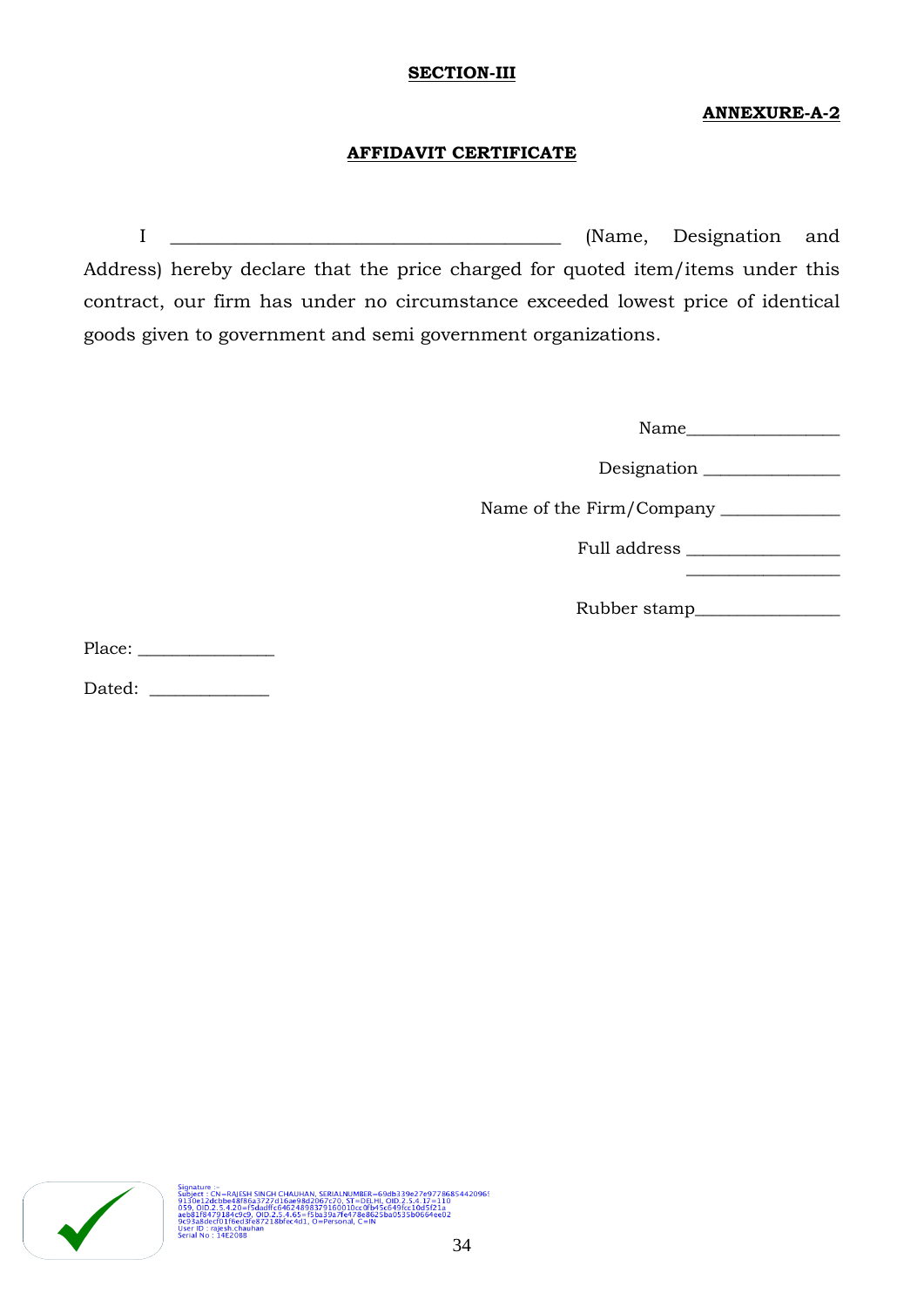**SECTION-III**

**ANNEXURE-A-2**

**AFFIDAVIT CERTIFICATE**

I ___________________________________________ (Name, Designation and Address) hereby declare that the price charged for quoted item/items under this contract, our firm has under no circumstance exceeded lowest price of identical goods given to government and semi government organizations.

Name_________________

Designation _______________

Name of the Firm/Company _____________

Full address _________________
_________________

Rubber stamp________________

Place: _______________

Dated: _____________

Signature :-
Subject : CN=RAJESH SINGH CHAUHAN, SERIALNUMBER=69db339e27e97786854420969130e12dcbbe48f86a3727d16ae98d2067c70, ST=DELHI, OID.2.5.4.17=110059, OID.2.5.4.20=f5dadffc6462489837916001 0cc0fb45c649fcc10d5f21aaeb81f8479184c9c9, OID.2.5.4.65=f5ba39a7fe478e8625ba0535b0664ee029c93a8decf01f6ed3fe87218bfec4d1, O=Personal, C=IN
User ID : rajesh.chauhan
Serial No : 14E2088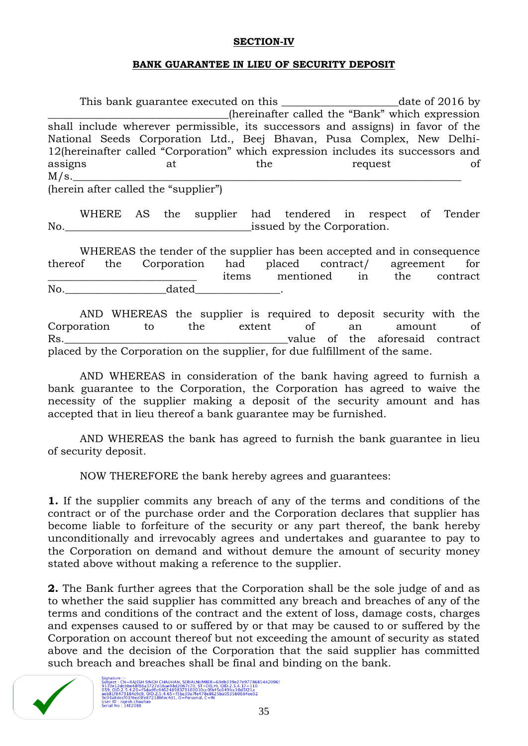**SECTION-IV**

**BANK GUARANTEE IN LIEU OF SECURITY DEPOSIT**

This bank guarantee executed on this ____________________date of 2016 by ______________________________(hereinafter called the "Bank" which expression shall include wherever permissible, its successors and assigns) in favor of the National Seeds Corporation Ltd., Beej Bhavan, Pusa Complex, New Delhi-12(hereinafter called "Corporation" which expression includes its successors and assigns at the request of M/s.______________________________________________________________
(herein after called the "supplier")

WHERE AS the supplier had tendered in respect of Tender No._________________________________issued by the Corporation.

WHEREAS the tender of the supplier has been accepted and in consequence thereof the Corporation had placed contract/ agreement for __________________________ items mentioned in the contract No.__________________dated_______________.

AND WHEREAS the supplier is required to deposit security with the Corporation to the extent of an amount of Rs._______________________________________value of the aforesaid contract placed by the Corporation on the supplier, for due fulfillment of the same.

AND WHEREAS in consideration of the bank having agreed to furnish a bank guarantee to the Corporation, the Corporation has agreed to waive the necessity of the supplier making a deposit of the security amount and has accepted that in lieu thereof a bank guarantee may be furnished.

AND WHEREAS the bank has agreed to furnish the bank guarantee in lieu of security deposit.

NOW THEREFORE the bank hereby agrees and guarantees:

**1.** If the supplier commits any breach of any of the terms and conditions of the contract or of the purchase order and the Corporation declares that supplier has become liable to forfeiture of the security or any part thereof, the bank hereby unconditionally and irrevocably agrees and undertakes and guarantee to pay to the Corporation on demand and without demure the amount of security money stated above without making a reference to the supplier.

**2.** The Bank further agrees that the Corporation shall be the sole judge of and as to whether the said supplier has committed any breach and breaches of any of the terms and conditions of the contract and the extent of loss, damage costs, charges and expenses caused to or suffered by or that may be caused to or suffered by the Corporation on account thereof but not exceeding the amount of security as stated above and the decision of the Corporation that the said supplier has committed such breach and breaches shall be final and binding on the bank.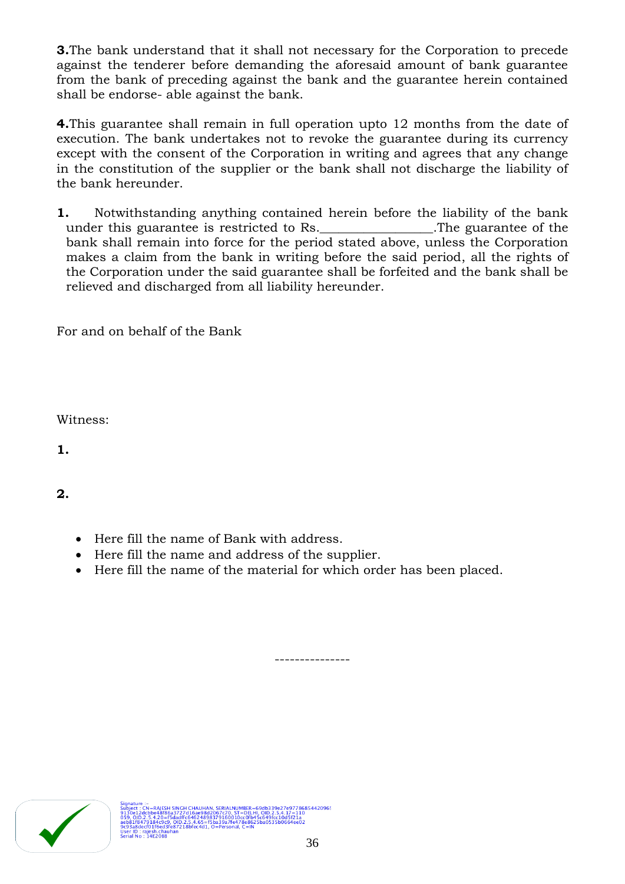**3.**The bank understand that it shall not necessary for the Corporation to precede against the tenderer before demanding the aforesaid amount of bank guarantee from the bank of preceding against the bank and the guarantee herein contained shall be endorse- able against the bank.

**4.**This guarantee shall remain in full operation upto 12 months from the date of execution. The bank undertakes not to revoke the guarantee during its currency except with the consent of the Corporation in writing and agrees that any change in the constitution of the supplier or the bank shall not discharge the liability of the bank hereunder.

**1.** Notwithstanding anything contained herein before the liability of the bank under this guarantee is restricted to Rs.________________.The guarantee of the bank shall remain into force for the period stated above, unless the Corporation makes a claim from the bank in writing before the said period, all the rights of the Corporation under the said guarantee shall be forfeited and the bank shall be relieved and discharged from all liability hereunder.

For and on behalf of the Bank

Witness:

**1.**

**2.**

- Here fill the name of Bank with address.
- Here fill the name and address of the supplier.
- Here fill the name of the material for which order has been placed.

---------------

Signature :-
Subject : CN=RAJESH SINGH CHAUHAN, SERIALNUMBER=69db339e27e97786854420969130e12dcbbe48f86a3727d16ae98d2067c70, ST=DELHI, OID.2.5.4.17=110059, OID.2.5.4.20=f5dadffc6462489837916001 0cc0fb45c849fcc10d5f21aaeb81f8479184c9c9, OID.2.5.4.65=f5ba39a7fe478e8625ba0535b0664ee029c93a8decf01f6ed3fe87218bfec4d1, O=Personal, C=IN
User ID : rajesh.chauhan
Serial No : 14E2088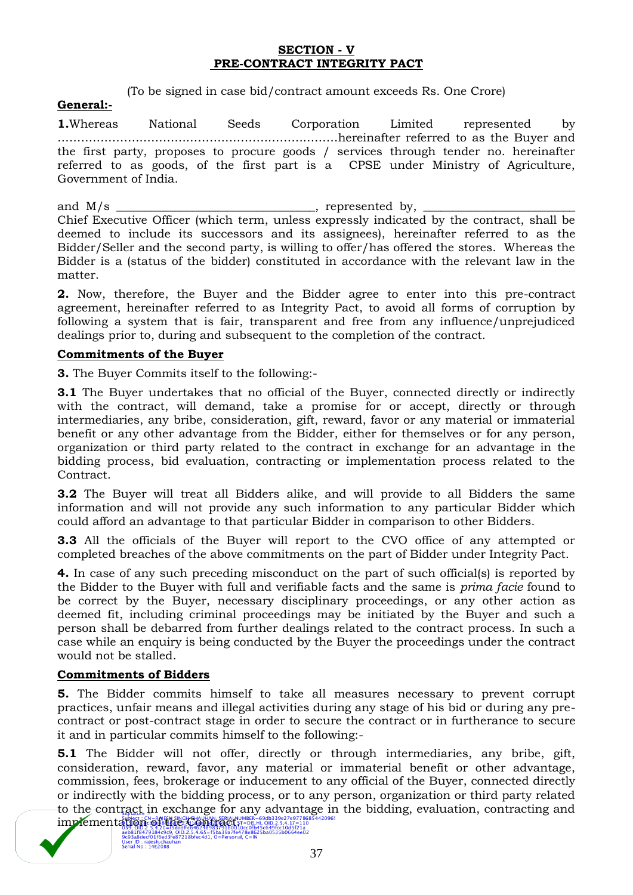**SECTION - V**
**PRE-CONTRACT INTEGRITY PACT**

(To be signed in case bid/contract amount exceeds Rs. One Crore)

**General:-**

**1.**Whereas National Seeds Corporation Limited represented by ……………………………………………………………hereinafter referred to as the Buyer and the first party, proposes to procure goods / services through tender no. hereinafter referred to as goods, of the first part is a CPSE under Ministry of Agriculture, Government of India.

and M/s ______________________________, represented by, ______________________ Chief Executive Officer (which term, unless expressly indicated by the contract, shall be deemed to include its successors and its assignees), hereinafter referred to as the Bidder/Seller and the second party, is willing to offer/has offered the stores. Whereas the Bidder is a (status of the bidder) constituted in accordance with the relevant law in the matter.

**2.** Now, therefore, the Buyer and the Bidder agree to enter into this pre-contract agreement, hereinafter referred to as Integrity Pact, to avoid all forms of corruption by following a system that is fair, transparent and free from any influence/unprejudiced dealings prior to, during and subsequent to the completion of the contract.

**Commitments of the Buyer**

**3.** The Buyer Commits itself to the following:-

**3.1** The Buyer undertakes that no official of the Buyer, connected directly or indirectly with the contract, will demand, take a promise for or accept, directly or through intermediaries, any bribe, consideration, gift, reward, favor or any material or immaterial benefit or any other advantage from the Bidder, either for themselves or for any person, organization or third party related to the contract in exchange for an advantage in the bidding process, bid evaluation, contracting or implementation process related to the Contract.

**3.2** The Buyer will treat all Bidders alike, and will provide to all Bidders the same information and will not provide any such information to any particular Bidder which could afford an advantage to that particular Bidder in comparison to other Bidders.

**3.3** All the officials of the Buyer will report to the CVO office of any attempted or completed breaches of the above commitments on the part of Bidder under Integrity Pact.

**4.** In case of any such preceding misconduct on the part of such official(s) is reported by the Bidder to the Buyer with full and verifiable facts and the same is *prima facie* found to be correct by the Buyer, necessary disciplinary proceedings, or any other action as deemed fit, including criminal proceedings may be initiated by the Buyer and such a person shall be debarred from further dealings related to the contract process. In such a case while an enquiry is being conducted by the Buyer the proceedings under the contract would not be stalled.

**Commitments of Bidders**

**5.** The Bidder commits himself to take all measures necessary to prevent corrupt practices, unfair means and illegal activities during any stage of his bid or during any pre-contract or post-contract stage in order to secure the contract or in furtherance to secure it and in particular commits himself to the following:-

**5.1** The Bidder will not offer, directly or through intermediaries, any bribe, gift, consideration, reward, favor, any material or immaterial benefit or other advantage, commission, fees, brokerage or inducement to any official of the Buyer, connected directly or indirectly with the bidding process, or to any person, organization or third party related to the contract in exchange for any advantage in the bidding, evaluation, contracting and implementation of the Contract.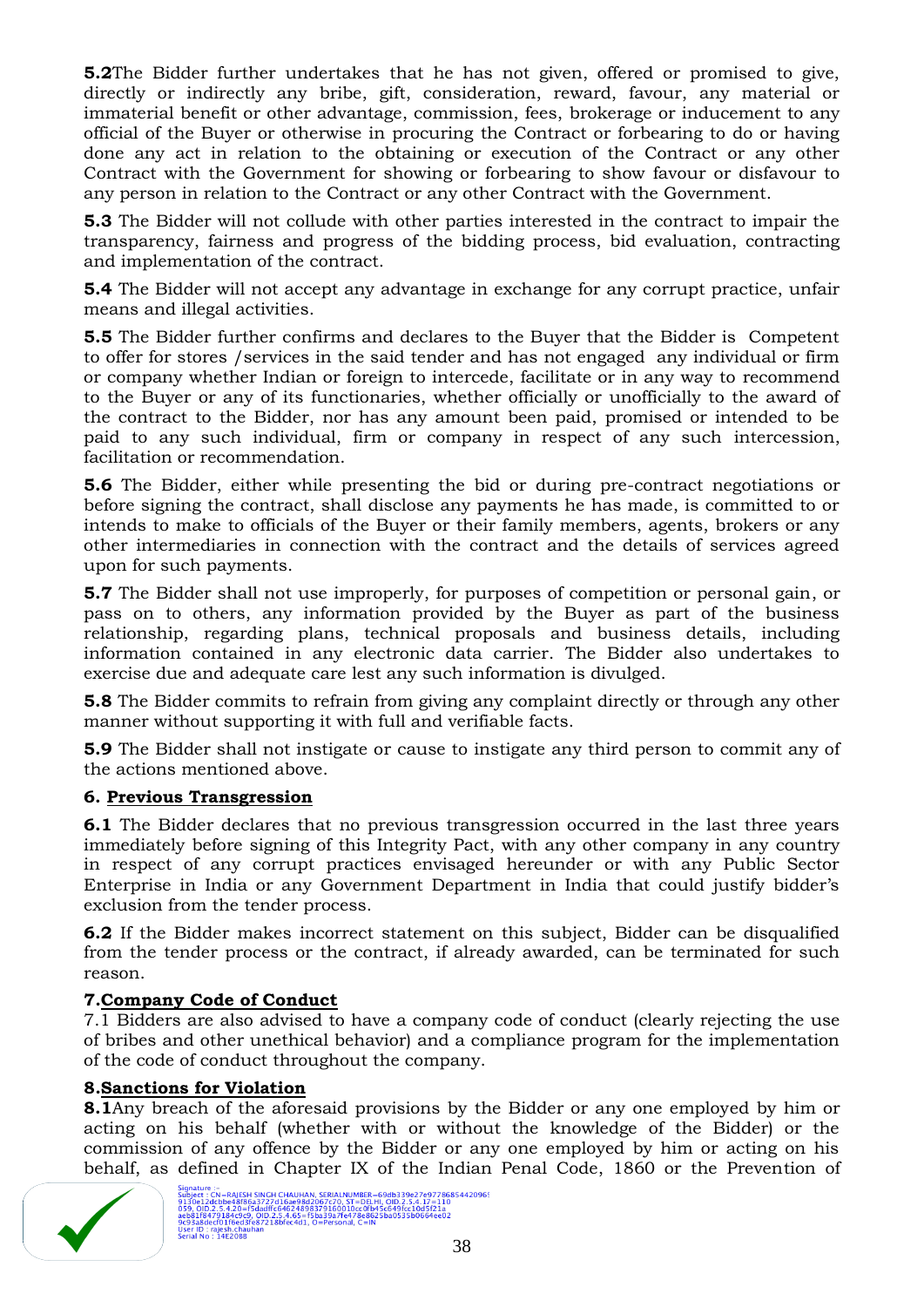**5.2**The Bidder further undertakes that he has not given, offered or promised to give, directly or indirectly any bribe, gift, consideration, reward, favour, any material or immaterial benefit or other advantage, commission, fees, brokerage or inducement to any official of the Buyer or otherwise in procuring the Contract or forbearing to do or having done any act in relation to the obtaining or execution of the Contract or any other Contract with the Government for showing or forbearing to show favour or disfavour to any person in relation to the Contract or any other Contract with the Government.

**5.3** The Bidder will not collude with other parties interested in the contract to impair the transparency, fairness and progress of the bidding process, bid evaluation, contracting and implementation of the contract.

**5.4** The Bidder will not accept any advantage in exchange for any corrupt practice, unfair means and illegal activities.

**5.5** The Bidder further confirms and declares to the Buyer that the Bidder is Competent to offer for stores /services in the said tender and has not engaged any individual or firm or company whether Indian or foreign to intercede, facilitate or in any way to recommend to the Buyer or any of its functionaries, whether officially or unofficially to the award of the contract to the Bidder, nor has any amount been paid, promised or intended to be paid to any such individual, firm or company in respect of any such intercession, facilitation or recommendation.

**5.6** The Bidder, either while presenting the bid or during pre-contract negotiations or before signing the contract, shall disclose any payments he has made, is committed to or intends to make to officials of the Buyer or their family members, agents, brokers or any other intermediaries in connection with the contract and the details of services agreed upon for such payments.

**5.7** The Bidder shall not use improperly, for purposes of competition or personal gain, or pass on to others, any information provided by the Buyer as part of the business relationship, regarding plans, technical proposals and business details, including information contained in any electronic data carrier. The Bidder also undertakes to exercise due and adequate care lest any such information is divulged.

**5.8** The Bidder commits to refrain from giving any complaint directly or through any other manner without supporting it with full and verifiable facts.

**5.9** The Bidder shall not instigate or cause to instigate any third person to commit any of the actions mentioned above.

**6. Previous Transgression**

**6.1** The Bidder declares that no previous transgression occurred in the last three years immediately before signing of this Integrity Pact, with any other company in any country in respect of any corrupt practices envisaged hereunder or with any Public Sector Enterprise in India or any Government Department in India that could justify bidder's exclusion from the tender process.

**6.2** If the Bidder makes incorrect statement on this subject, Bidder can be disqualified from the tender process or the contract, if already awarded, can be terminated for such reason.

**7.Company Code of Conduct**

7.1 Bidders are also advised to have a company code of conduct (clearly rejecting the use of bribes and other unethical behavior) and a compliance program for the implementation of the code of conduct throughout the company.

**8.Sanctions for Violation**

**8.1**Any breach of the aforesaid provisions by the Bidder or any one employed by him or acting on his behalf (whether with or without the knowledge of the Bidder) or the commission of any offence by the Bidder or any one employed by him or acting on his behalf, as defined in Chapter IX of the Indian Penal Code, 1860 or the Prevention of

Signature :-
Subject : CN=RAJESH SINGH CHAUHAN, SERIALNUMBER=69db339e27e97786854420969130e12dcbbe48f86a3727d16ae98d2067c70, ST=DELHI, OID.2.5.4.17=110059, OID.2.5.4.20=f5dadffc6462489837916001 0cc0fb45c849fcc10d5f21aaeb81f8479184c9c9, OID.2.5.4.65=f5ba39a7fe478e8625ba0535b0664ee029c93a8decf01f6ed3fe87218bfec4d1, O=Personal, C=IN
User ID : rajesh.chauhan
Serial No : 14E2088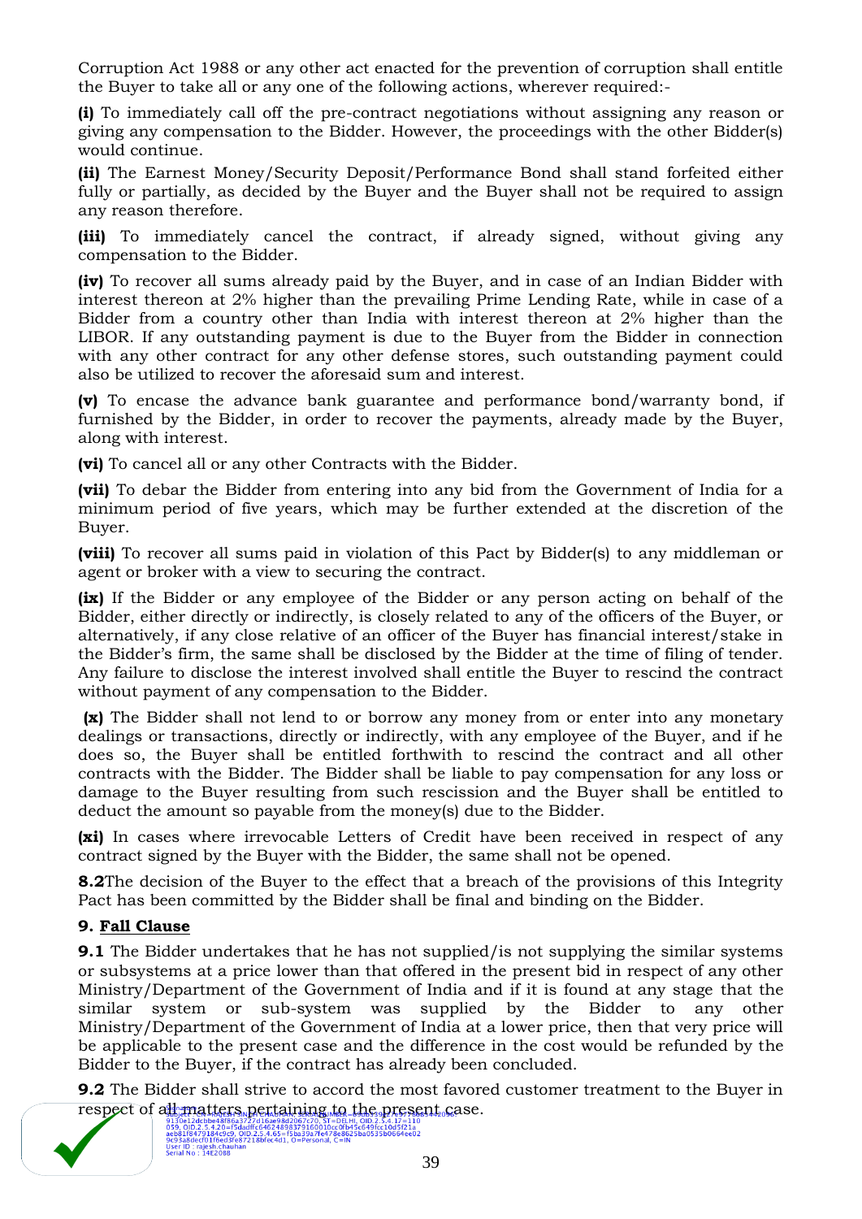Corruption Act 1988 or any other act enacted for the prevention of corruption shall entitle the Buyer to take all or any one of the following actions, wherever required:-

**(i)** To immediately call off the pre-contract negotiations without assigning any reason or giving any compensation to the Bidder. However, the proceedings with the other Bidder(s) would continue.

**(ii)** The Earnest Money/Security Deposit/Performance Bond shall stand forfeited either fully or partially, as decided by the Buyer and the Buyer shall not be required to assign any reason therefore.

**(iii)** To immediately cancel the contract, if already signed, without giving any compensation to the Bidder.

**(iv)** To recover all sums already paid by the Buyer, and in case of an Indian Bidder with interest thereon at 2% higher than the prevailing Prime Lending Rate, while in case of a Bidder from a country other than India with interest thereon at 2% higher than the LIBOR. If any outstanding payment is due to the Buyer from the Bidder in connection with any other contract for any other defense stores, such outstanding payment could also be utilized to recover the aforesaid sum and interest.

**(v)** To encase the advance bank guarantee and performance bond/warranty bond, if furnished by the Bidder, in order to recover the payments, already made by the Buyer, along with interest.

**(vi)** To cancel all or any other Contracts with the Bidder.

**(vii)** To debar the Bidder from entering into any bid from the Government of India for a minimum period of five years, which may be further extended at the discretion of the Buyer.

**(viii)** To recover all sums paid in violation of this Pact by Bidder(s) to any middleman or agent or broker with a view to securing the contract.

**(ix)** If the Bidder or any employee of the Bidder or any person acting on behalf of the Bidder, either directly or indirectly, is closely related to any of the officers of the Buyer, or alternatively, if any close relative of an officer of the Buyer has financial interest/stake in the Bidder's firm, the same shall be disclosed by the Bidder at the time of filing of tender. Any failure to disclose the interest involved shall entitle the Buyer to rescind the contract without payment of any compensation to the Bidder.

**(x)** The Bidder shall not lend to or borrow any money from or enter into any monetary dealings or transactions, directly or indirectly, with any employee of the Buyer, and if he does so, the Buyer shall be entitled forthwith to rescind the contract and all other contracts with the Bidder. The Bidder shall be liable to pay compensation for any loss or damage to the Buyer resulting from such rescission and the Buyer shall be entitled to deduct the amount so payable from the money(s) due to the Bidder.

**(xi)** In cases where irrevocable Letters of Credit have been received in respect of any contract signed by the Buyer with the Bidder, the same shall not be opened.

**8.2** The decision of the Buyer to the effect that a breach of the provisions of this Integrity Pact has been committed by the Bidder shall be final and binding on the Bidder.

## 9. Fall Clause

**9.1** The Bidder undertakes that he has not supplied/is not supplying the similar systems or subsystems at a price lower than that offered in the present bid in respect of any other Ministry/Department of the Government of India and if it is found at any stage that the similar system or sub-system was supplied by the Bidder to any other Ministry/Department of the Government of India at a lower price, then that very price will be applicable to the present case and the difference in the cost would be refunded by the Bidder to the Buyer, if the contract has already been concluded.

**9.2** The Bidder shall strive to accord the most favored customer treatment to the Buyer in respect of all matters pertaining to the present case.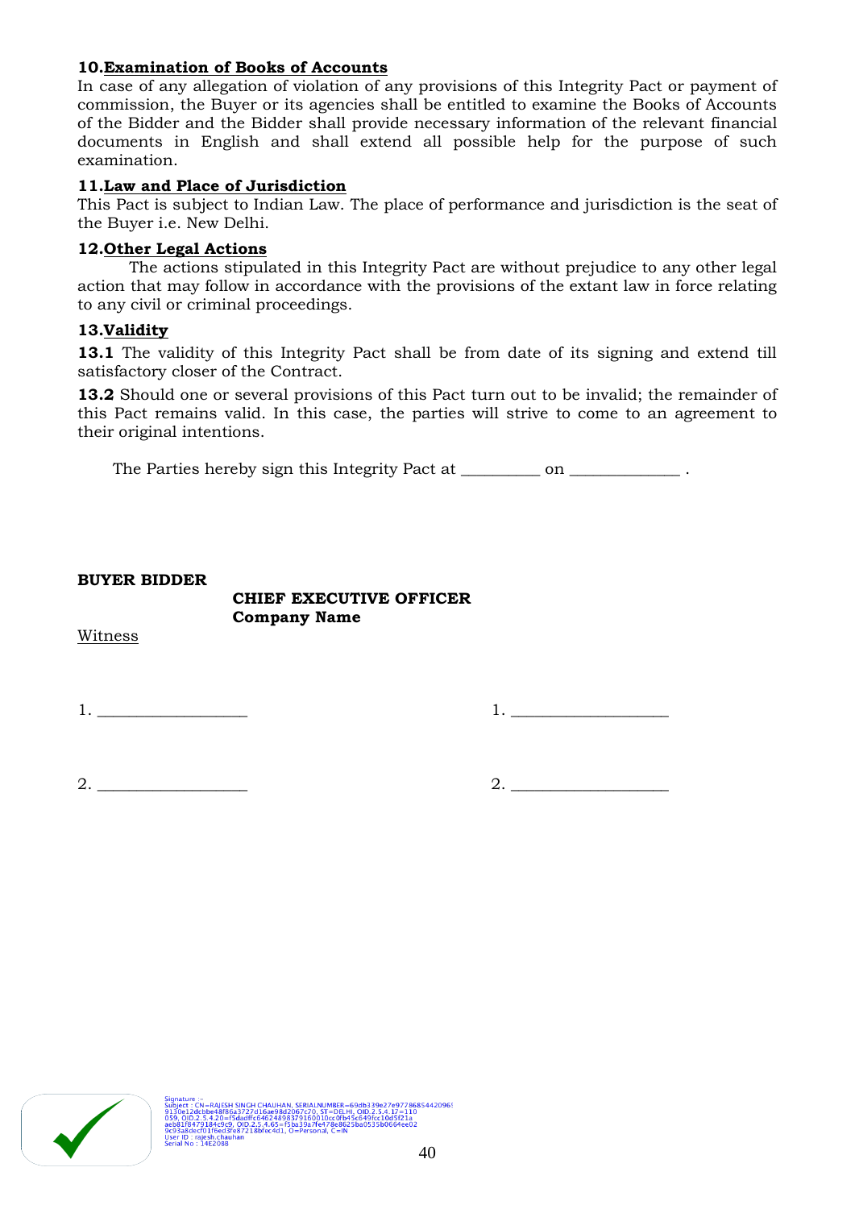**10.** **Examination of Books of Accounts**

In case of any allegation of violation of any provisions of this Integrity Pact or payment of commission, the Buyer or its agencies shall be entitled to examine the Books of Accounts of the Bidder and the Bidder shall provide necessary information of the relevant financial documents in English and shall extend all possible help for the purpose of such examination.

**11.** **Law and Place of Jurisdiction**

This Pact is subject to Indian Law. The place of performance and jurisdiction is the seat of the Buyer i.e. New Delhi.

**12.** **Other Legal Actions**

The actions stipulated in this Integrity Pact are without prejudice to any other legal action that may follow in accordance with the provisions of the extant law in force relating to any civil or criminal proceedings.

**13.** **Validity**

**13.1** The validity of this Integrity Pact shall be from date of its signing and extend till satisfactory closer of the Contract.

**13.2** Should one or several provisions of this Pact turn out to be invalid; the remainder of this Pact remains valid. In this case, the parties will strive to come to an agreement to their original intentions.

The Parties hereby sign this Integrity Pact at _________ on _____________ .

**BUYER BIDDER**

**CHIEF EXECUTIVE OFFICER**
**Company Name**

Witness

1. __________________ 1. ___________________

2. __________________ 2. ___________________

Signature :-
Subject : CN=RAJESH SINGH CHAUHAN, SERIALNUMBER=69db339e27e97786854420969130e12dcbbe48f86a3727d16ae98d2067c70, ST=DELHI, OID.2.5.4.17=110059, OID.2.5.4.20=f5dadffc6462489837916001 0cc0fb45c849fcc10d5f21aaeb81f8479184c9c9, OID.2.5.4.65=f5ba39a7fe478e8625ba0535b0664ee029c93a8decf01f6ed3fe87218bfec4d1, O=Personal, C=IN
User ID : rajesh.chauhan
Serial No : 14E2088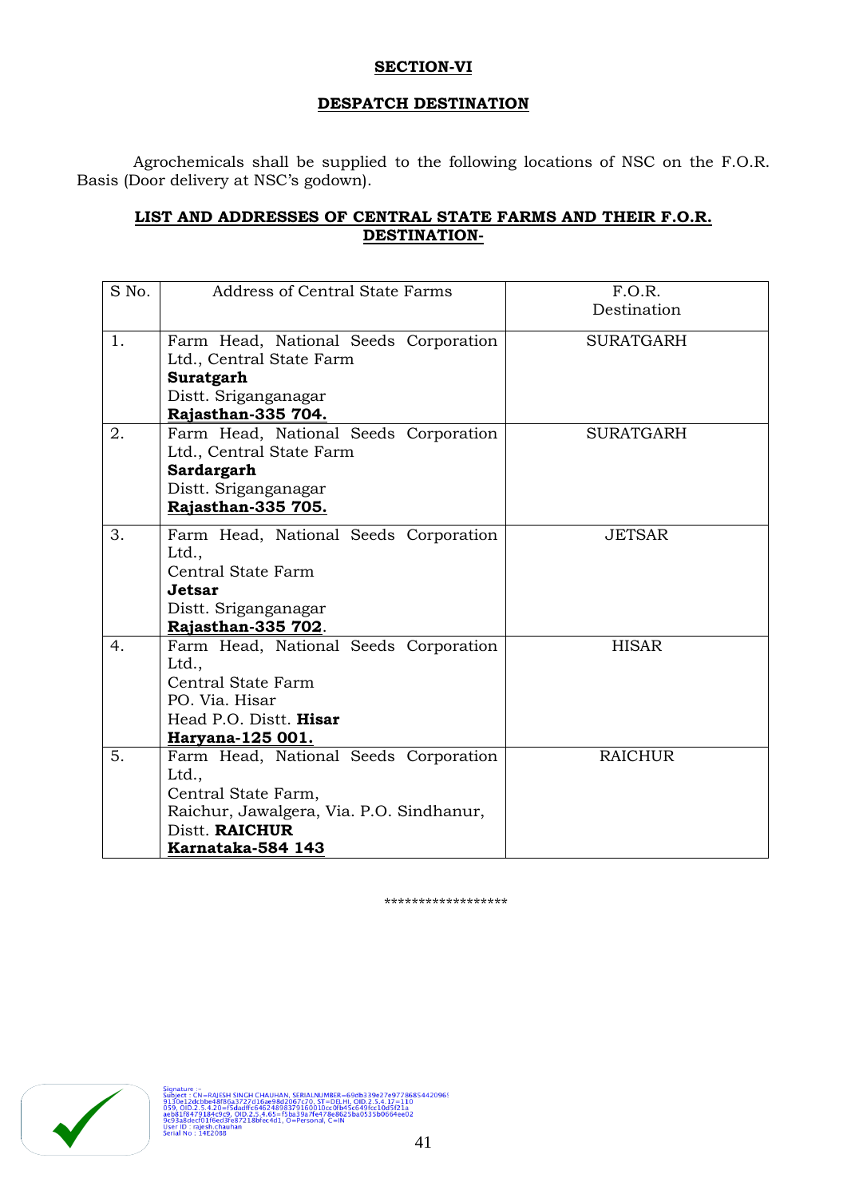## SECTION-VI

## DESPATCH DESTINATION

Agrochemicals shall be supplied to the following locations of NSC on the F.O.R. Basis (Door delivery at NSC's godown).

### LIST AND ADDRESSES OF CENTRAL STATE FARMS AND THEIR F.O.R. DESTINATION-

| S No. | Address of Central State Farms | F.O.R. Destination |
|---|---|---|
| 1. | Farm Head, National Seeds Corporation Ltd., Central State Farm **Suratgarh** Distt. Sriganganagar **Rajasthan-335 704.** | SURATGARH |
| 2. | Farm Head, National Seeds Corporation Ltd., Central State Farm **Sardargarh** Distt. Sriganganagar **Rajasthan-335 705.** | SURATGARH |
| 3. | Farm Head, National Seeds Corporation Ltd., Central State Farm **Jetsar** Distt. Sriganganagar **Rajasthan-335 702**. | JETSAR |
| 4. | Farm Head, National Seeds Corporation Ltd., Central State Farm PO. Via. Hisar Head P.O. Distt. **Hisar** **Haryana-125 001.** | HISAR |
| 5. | Farm Head, National Seeds Corporation Ltd., Central State Farm, Raichur, Jawalgera, Via. P.O. Sindhanur, Distt. **RAICHUR** **Karnataka-584 143** | RAICHUR |

******************

Signature :-
Subject : CN=RAJESH SINGH CHAUHAN, SERIALNUMBER=69db339e27e97786854420969130e12dcbbe48f86a3727d16ae98d2067c70, ST=DELHI, OID.2.5.4.17=110059, OID.2.5.4.20=f5dadffc6462489837916001 0cc0fb45c649fcc10d5f21aaeb81f8479184c9c9, OID.2.5.4.65=f5ba39a7fe478e8625ba0535b0664ee029c93a8decf01f6ed3fe87218bfec4d1, O=Personal, C=IN
User ID : rajesh.chauhan
Serial No : 14E2088